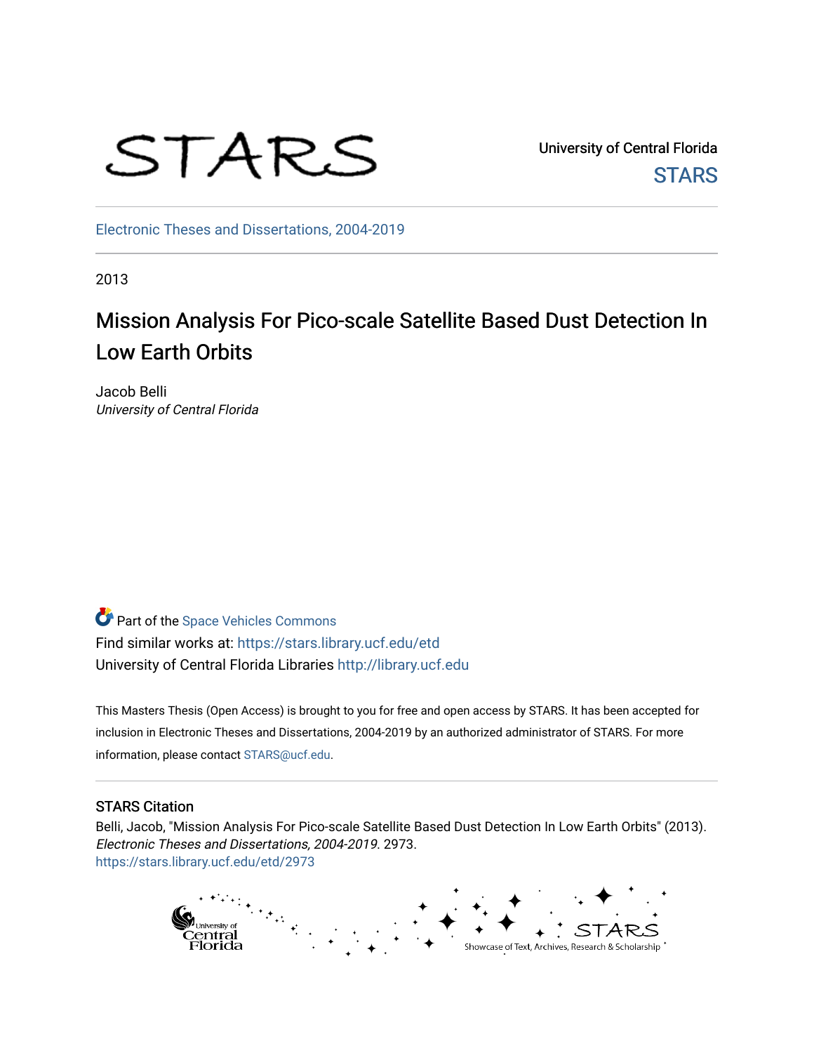STARS

University of Central Florida
STARS

Electronic Theses and Dissertations, 2004-2019

2013

# Mission Analysis For Pico-scale Satellite Based Dust Detection In Low Earth Orbits

Jacob Belli
*University of Central Florida*

Part of the Space Vehicles Commons
Find similar works at: https://stars.library.ucf.edu/etd
University of Central Florida Libraries http://library.ucf.edu

This Masters Thesis (Open Access) is brought to you for free and open access by STARS. It has been accepted for inclusion in Electronic Theses and Dissertations, 2004-2019 by an authorized administrator of STARS. For more information, please contact STARS@ucf.edu.

### STARS Citation

Belli, Jacob, "Mission Analysis For Pico-scale Satellite Based Dust Detection In Low Earth Orbits" (2013). *Electronic Theses and Dissertations, 2004-2019*. 2973.
https://stars.library.ucf.edu/etd/2973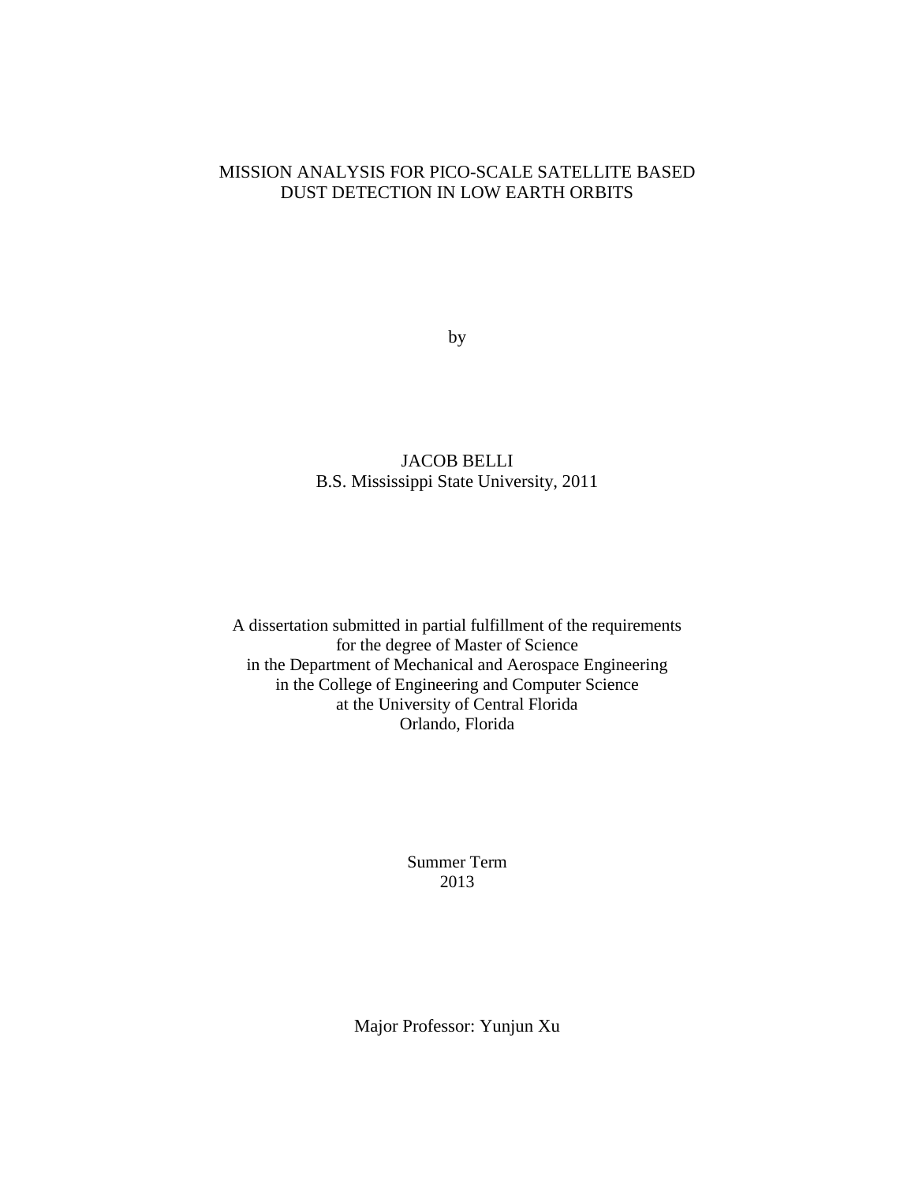# MISSION ANALYSIS FOR PICO-SCALE SATELLITE BASED DUST DETECTION IN LOW EARTH ORBITS

by

JACOB BELLI
B.S. Mississippi State University, 2011

A dissertation submitted in partial fulfillment of the requirements
for the degree of Master of Science
in the Department of Mechanical and Aerospace Engineering
in the College of Engineering and Computer Science
at the University of Central Florida
Orlando, Florida

Summer Term
2013

Major Professor: Yunjun Xu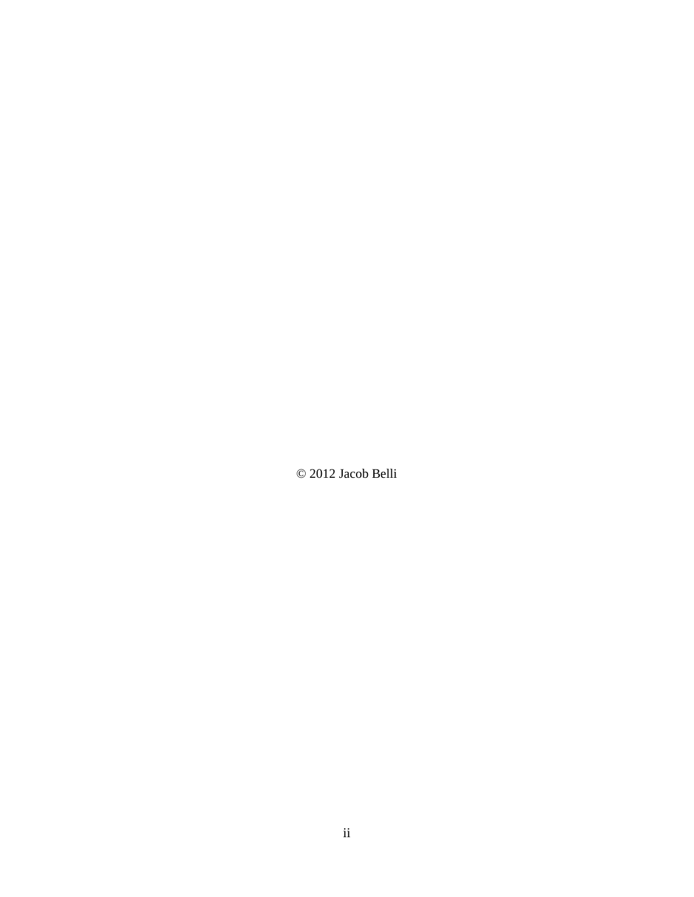© 2012 Jacob Belli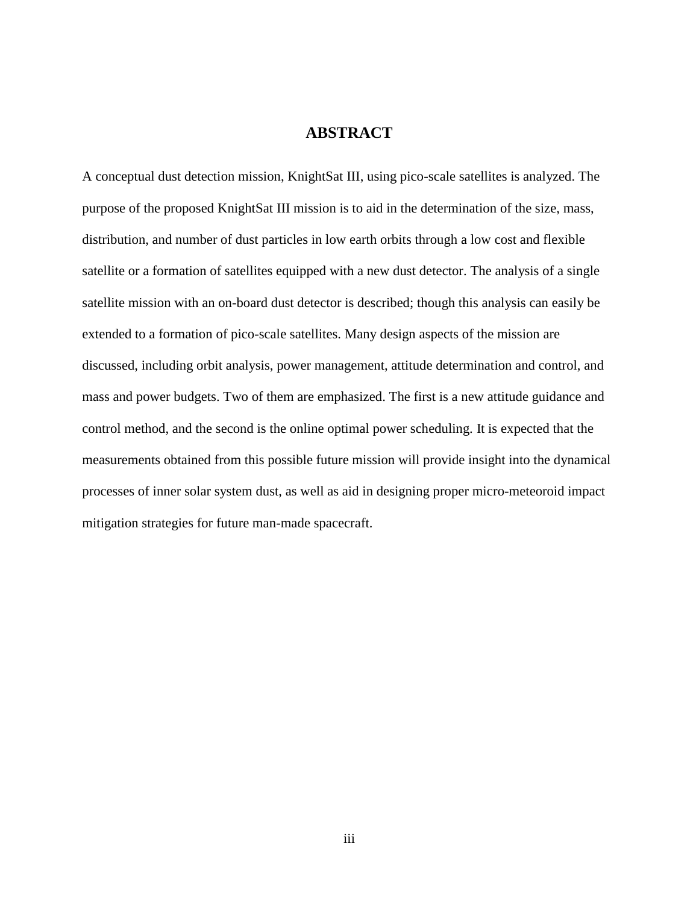# ABSTRACT

A conceptual dust detection mission, KnightSat III, using pico-scale satellites is analyzed. The purpose of the proposed KnightSat III mission is to aid in the determination of the size, mass, distribution, and number of dust particles in low earth orbits through a low cost and flexible satellite or a formation of satellites equipped with a new dust detector. The analysis of a single satellite mission with an on-board dust detector is described; though this analysis can easily be extended to a formation of pico-scale satellites. Many design aspects of the mission are discussed, including orbit analysis, power management, attitude determination and control, and mass and power budgets. Two of them are emphasized. The first is a new attitude guidance and control method, and the second is the online optimal power scheduling. It is expected that the measurements obtained from this possible future mission will provide insight into the dynamical processes of inner solar system dust, as well as aid in designing proper micro-meteoroid impact mitigation strategies for future man-made spacecraft.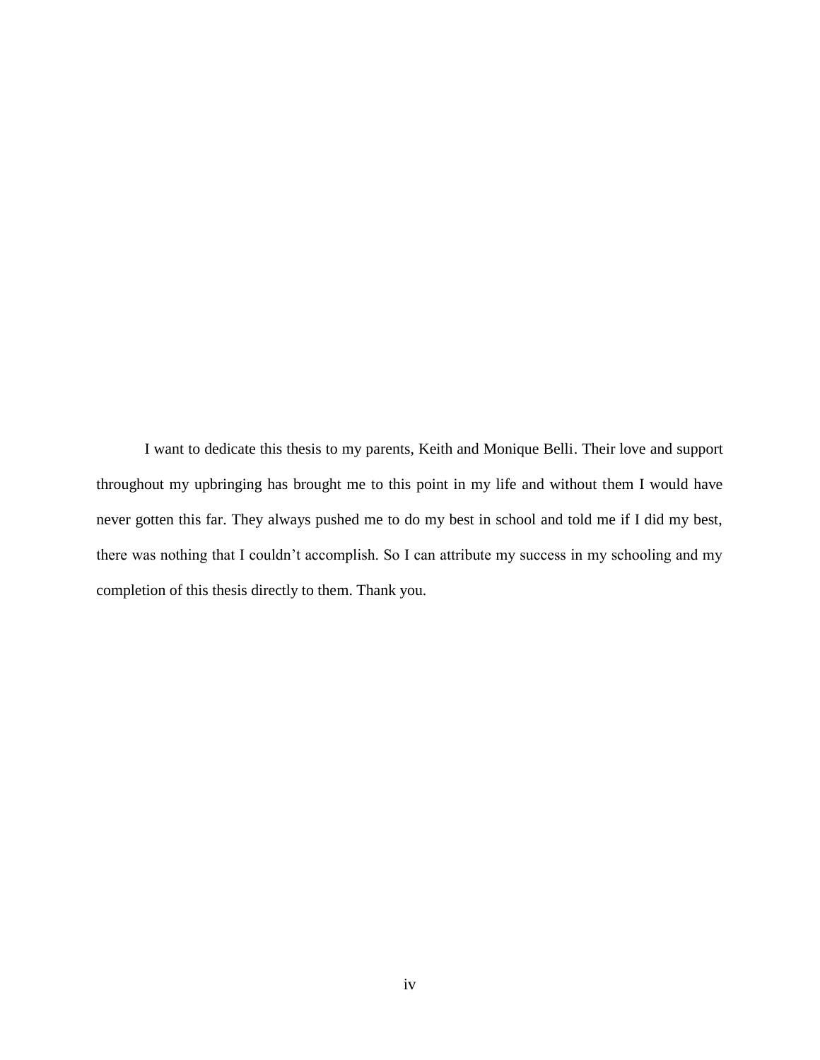I want to dedicate this thesis to my parents, Keith and Monique Belli. Their love and support throughout my upbringing has brought me to this point in my life and without them I would have never gotten this far. They always pushed me to do my best in school and told me if I did my best, there was nothing that I couldn't accomplish. So I can attribute my success in my schooling and my completion of this thesis directly to them. Thank you.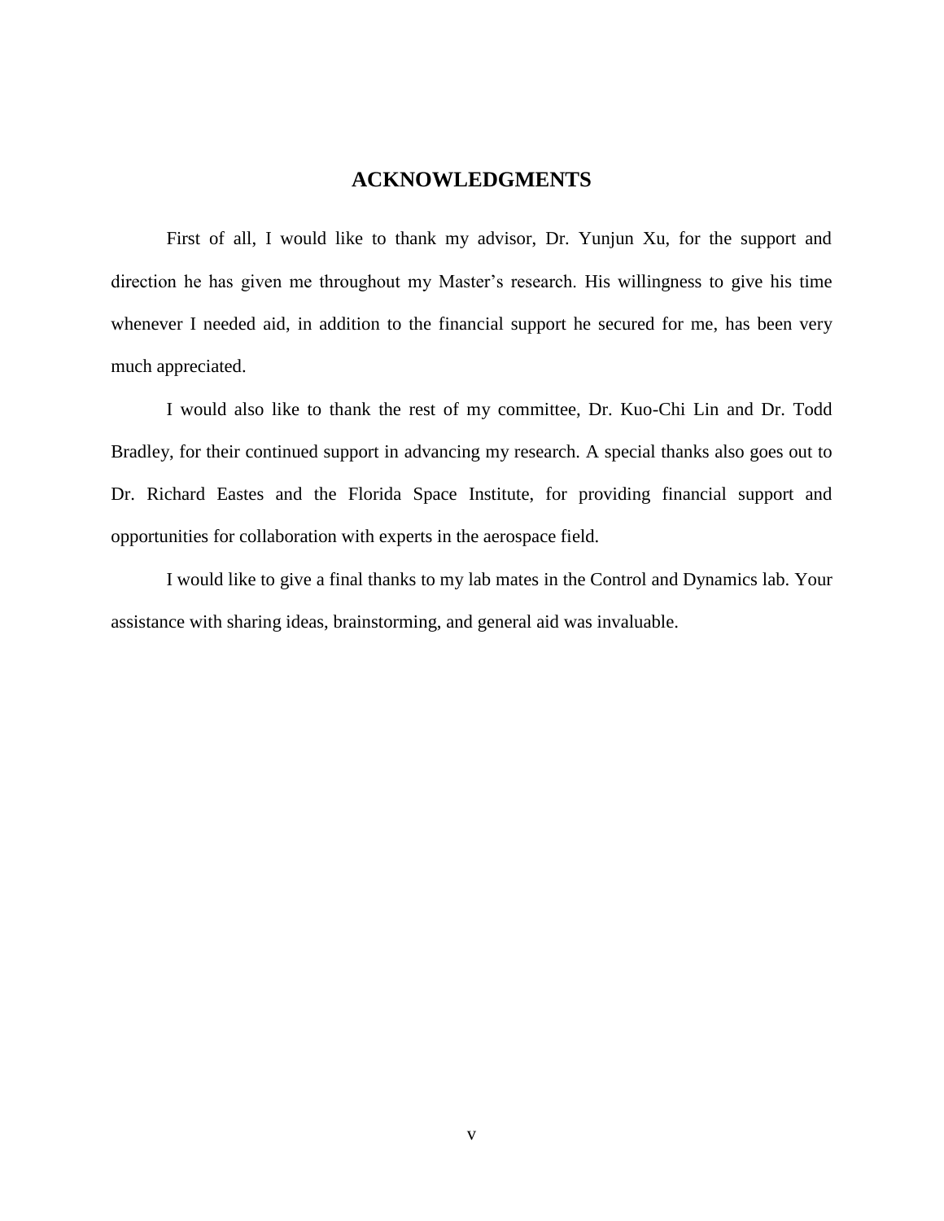# ACKNOWLEDGMENTS

First of all, I would like to thank my advisor, Dr. Yunjun Xu, for the support and direction he has given me throughout my Master's research. His willingness to give his time whenever I needed aid, in addition to the financial support he secured for me, has been very much appreciated.

I would also like to thank the rest of my committee, Dr. Kuo-Chi Lin and Dr. Todd Bradley, for their continued support in advancing my research. A special thanks also goes out to Dr. Richard Eastes and the Florida Space Institute, for providing financial support and opportunities for collaboration with experts in the aerospace field.

I would like to give a final thanks to my lab mates in the Control and Dynamics lab. Your assistance with sharing ideas, brainstorming, and general aid was invaluable.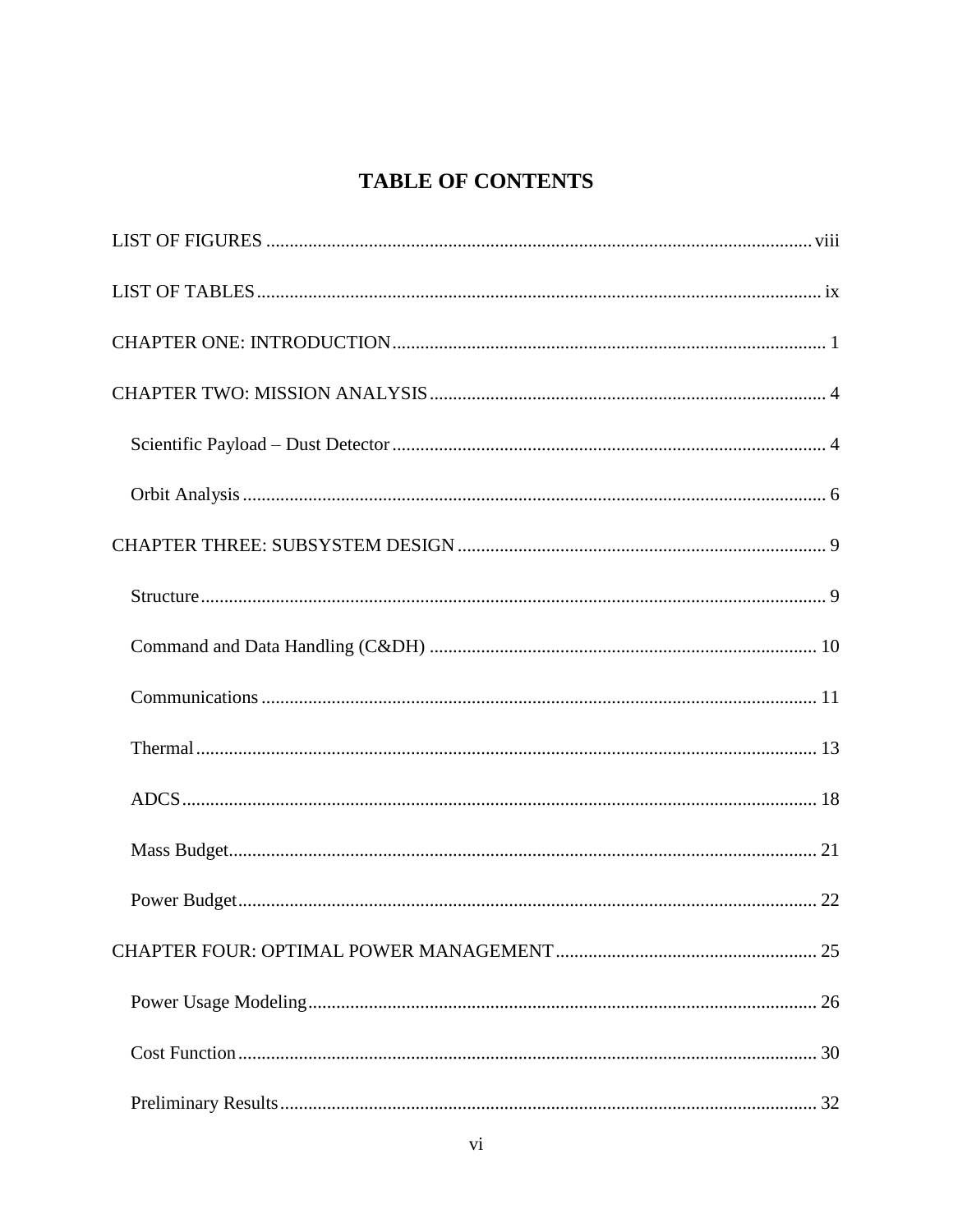# TABLE OF CONTENTS

LIST OF FIGURES .......... viii

LIST OF TABLES .......... ix

CHAPTER ONE: INTRODUCTION .......... 1

CHAPTER TWO: MISSION ANALYSIS .......... 4

- Scientific Payload – Dust Detector .......... 4
- Orbit Analysis .......... 6

CHAPTER THREE: SUBSYSTEM DESIGN .......... 9

- Structure .......... 9
- Command and Data Handling (C&DH) .......... 10
- Communications .......... 11
- Thermal .......... 13
- ADCS .......... 18
- Mass Budget .......... 21
- Power Budget .......... 22

CHAPTER FOUR: OPTIMAL POWER MANAGEMENT .......... 25

- Power Usage Modeling .......... 26
- Cost Function .......... 30
- Preliminary Results .......... 32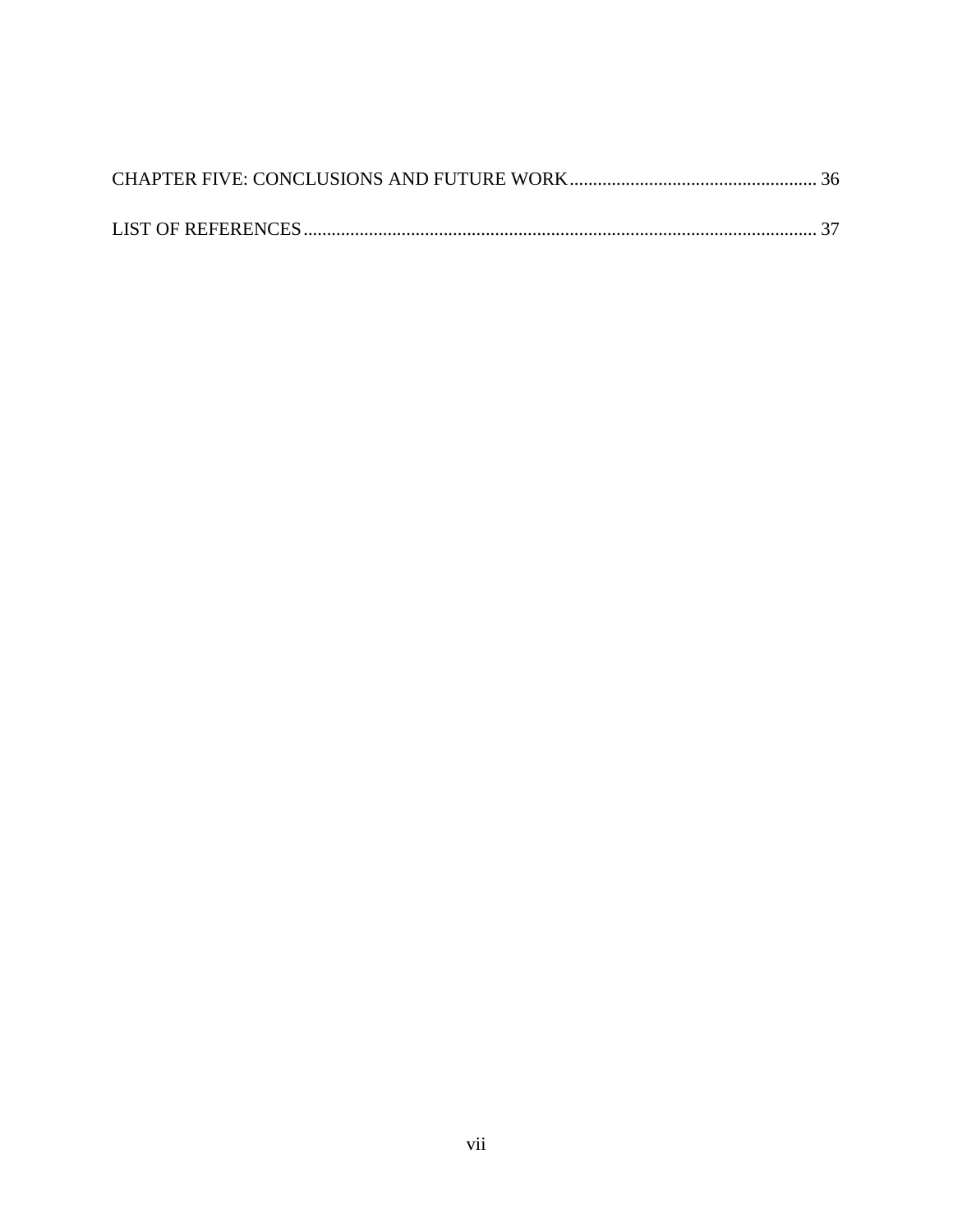CHAPTER FIVE: CONCLUSIONS AND FUTURE WORK ..................................................... 36

LIST OF REFERENCES ............................................................................................................. 37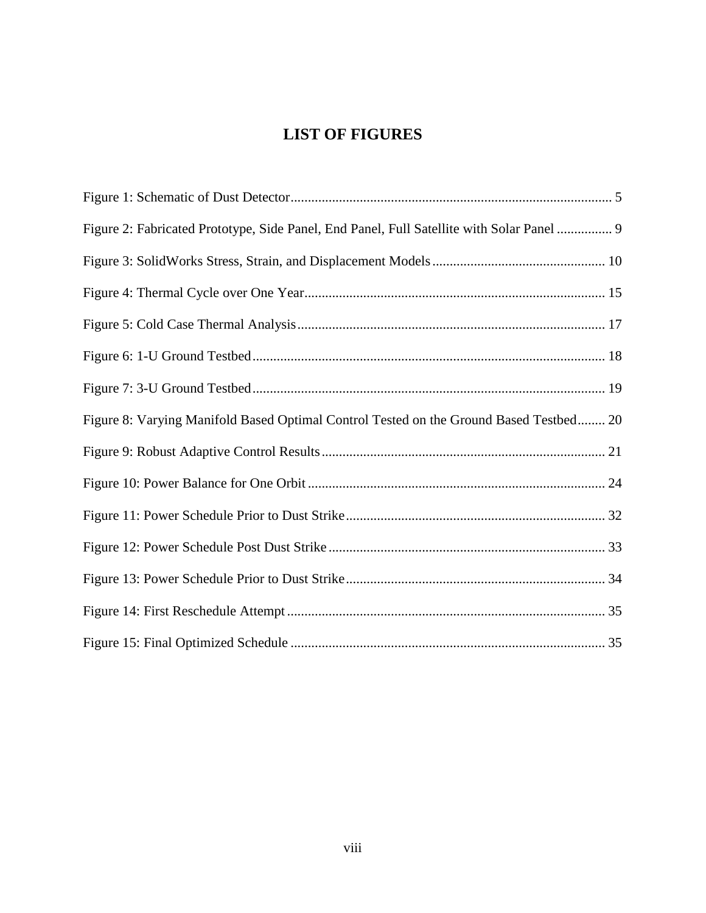# LIST OF FIGURES

Figure 1: Schematic of Dust Detector ... 5

Figure 2: Fabricated Prototype, Side Panel, End Panel, Full Satellite with Solar Panel ... 9

Figure 3: SolidWorks Stress, Strain, and Displacement Models ... 10

Figure 4: Thermal Cycle over One Year ... 15

Figure 5: Cold Case Thermal Analysis ... 17

Figure 6: 1-U Ground Testbed ... 18

Figure 7: 3-U Ground Testbed ... 19

Figure 8: Varying Manifold Based Optimal Control Tested on the Ground Based Testbed ... 20

Figure 9: Robust Adaptive Control Results ... 21

Figure 10: Power Balance for One Orbit ... 24

Figure 11: Power Schedule Prior to Dust Strike ... 32

Figure 12: Power Schedule Post Dust Strike ... 33

Figure 13: Power Schedule Prior to Dust Strike ... 34

Figure 14: First Reschedule Attempt ... 35

Figure 15: Final Optimized Schedule ... 35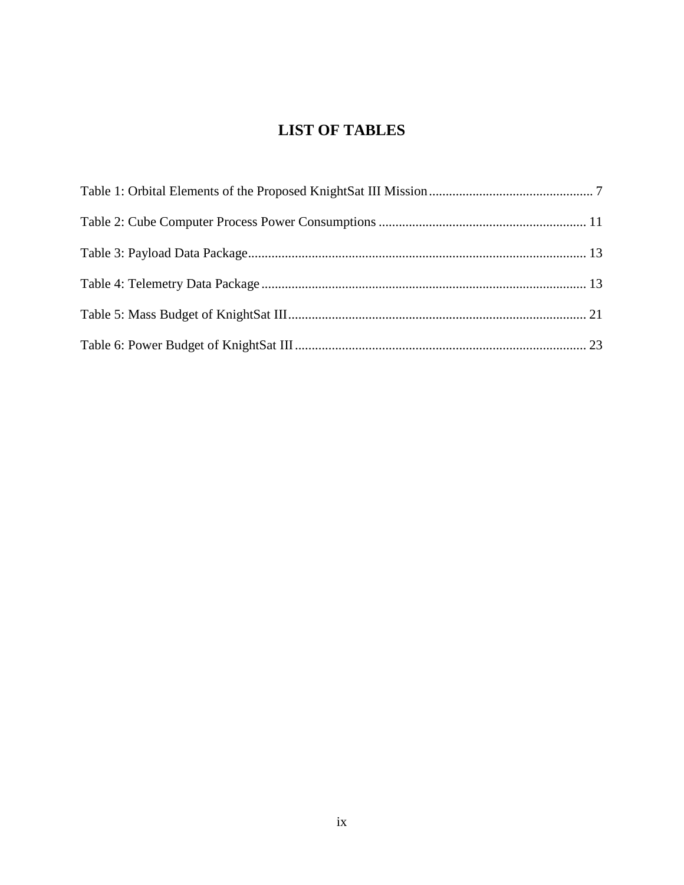# LIST OF TABLES

Table 1: Orbital Elements of the Proposed KnightSat III Mission ................................................. 7

Table 2: Cube Computer Process Power Consumptions ............................................................. 11

Table 3: Payload Data Package.................................................................................................... 13

Table 4: Telemetry Data Package ................................................................................................ 13

Table 5: Mass Budget of KnightSat III........................................................................................ 21

Table 6: Power Budget of KnightSat III...................................................................................... 23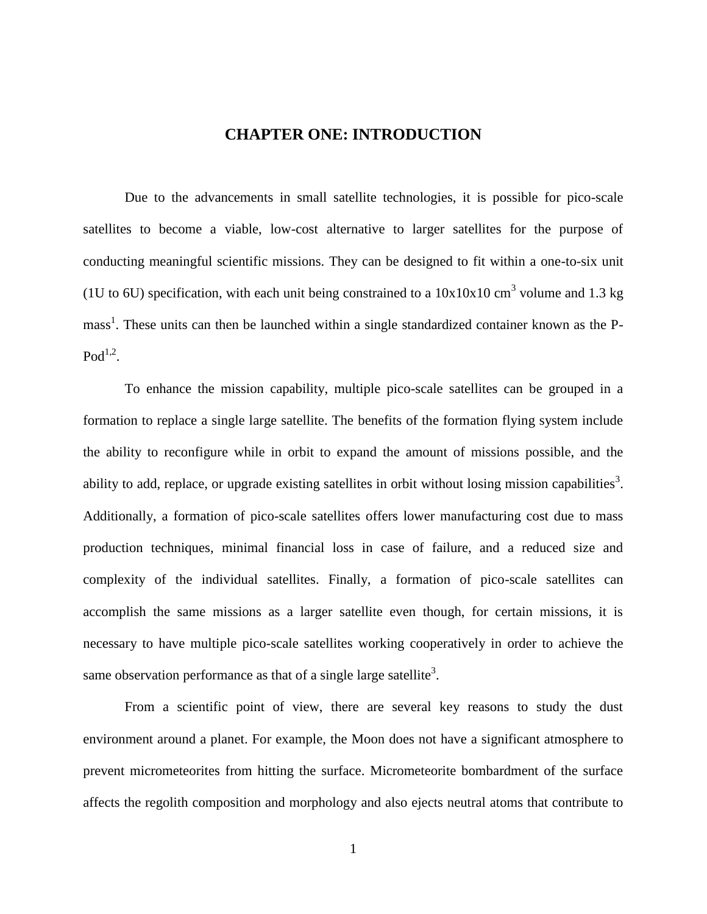# CHAPTER ONE: INTRODUCTION

Due to the advancements in small satellite technologies, it is possible for pico-scale satellites to become a viable, low-cost alternative to larger satellites for the purpose of conducting meaningful scientific missions. They can be designed to fit within a one-to-six unit (1U to 6U) specification, with each unit being constrained to a 10x10x10 $cm^3$ volume and 1.3 kg mass[1]. These units can then be launched within a single standardized container known as the P-Pod[1,2].

To enhance the mission capability, multiple pico-scale satellites can be grouped in a formation to replace a single large satellite. The benefits of the formation flying system include the ability to reconfigure while in orbit to expand the amount of missions possible, and the ability to add, replace, or upgrade existing satellites in orbit without losing mission capabilities[3]. Additionally, a formation of pico-scale satellites offers lower manufacturing cost due to mass production techniques, minimal financial loss in case of failure, and a reduced size and complexity of the individual satellites. Finally, a formation of pico-scale satellites can accomplish the same missions as a larger satellite even though, for certain missions, it is necessary to have multiple pico-scale satellites working cooperatively in order to achieve the same observation performance as that of a single large satellite[3].

From a scientific point of view, there are several key reasons to study the dust environment around a planet. For example, the Moon does not have a significant atmosphere to prevent micrometeorites from hitting the surface. Micrometeorite bombardment of the surface affects the regolith composition and morphology and also ejects neutral atoms that contribute to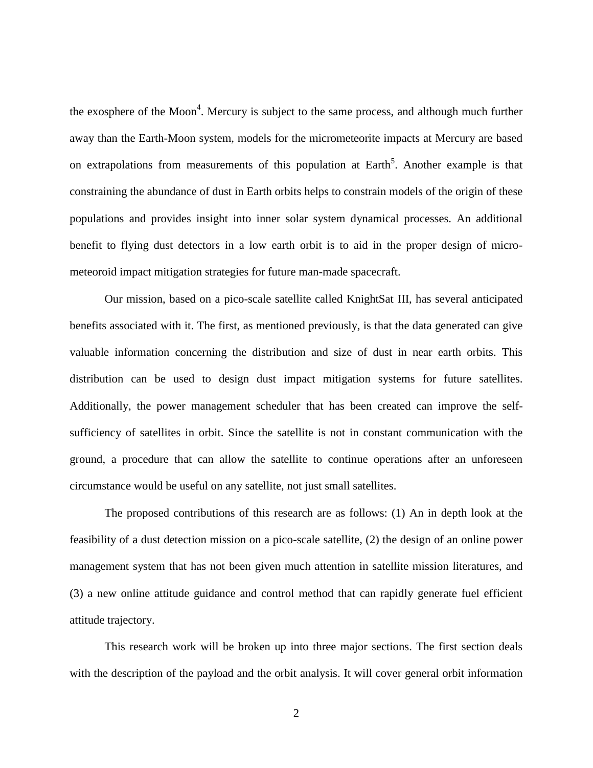the exosphere of the Moon[4]. Mercury is subject to the same process, and although much further away than the Earth-Moon system, models for the micrometeorite impacts at Mercury are based on extrapolations from measurements of this population at Earth[5]. Another example is that constraining the abundance of dust in Earth orbits helps to constrain models of the origin of these populations and provides insight into inner solar system dynamical processes. An additional benefit to flying dust detectors in a low earth orbit is to aid in the proper design of micro-meteoroid impact mitigation strategies for future man-made spacecraft.

Our mission, based on a pico-scale satellite called KnightSat III, has several anticipated benefits associated with it. The first, as mentioned previously, is that the data generated can give valuable information concerning the distribution and size of dust in near earth orbits. This distribution can be used to design dust impact mitigation systems for future satellites. Additionally, the power management scheduler that has been created can improve the self-sufficiency of satellites in orbit. Since the satellite is not in constant communication with the ground, a procedure that can allow the satellite to continue operations after an unforeseen circumstance would be useful on any satellite, not just small satellites.

The proposed contributions of this research are as follows: (1) An in depth look at the feasibility of a dust detection mission on a pico-scale satellite, (2) the design of an online power management system that has not been given much attention in satellite mission literatures, and (3) a new online attitude guidance and control method that can rapidly generate fuel efficient attitude trajectory.

This research work will be broken up into three major sections. The first section deals with the description of the payload and the orbit analysis. It will cover general orbit information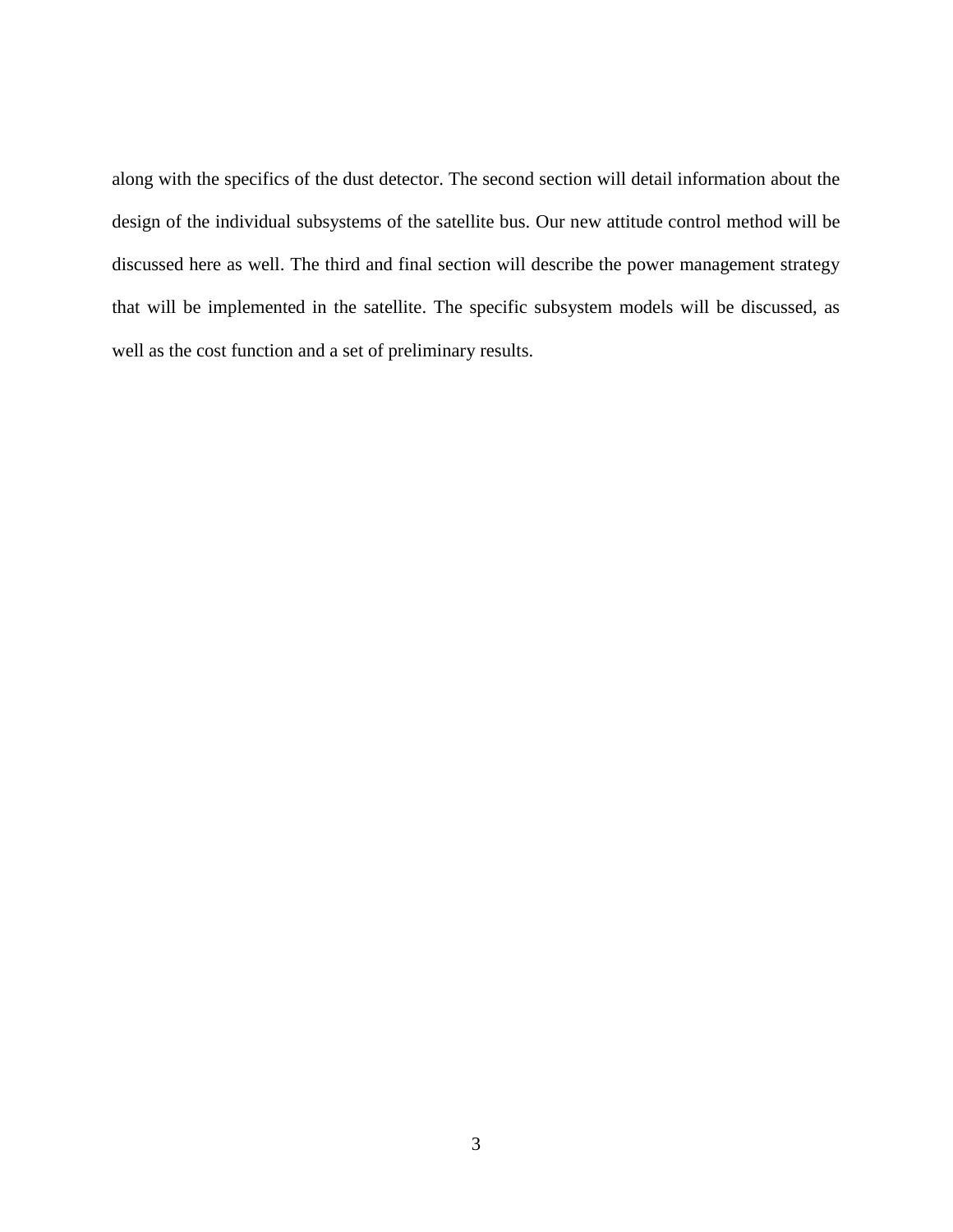along with the specifics of the dust detector. The second section will detail information about the design of the individual subsystems of the satellite bus. Our new attitude control method will be discussed here as well. The third and final section will describe the power management strategy that will be implemented in the satellite. The specific subsystem models will be discussed, as well as the cost function and a set of preliminary results.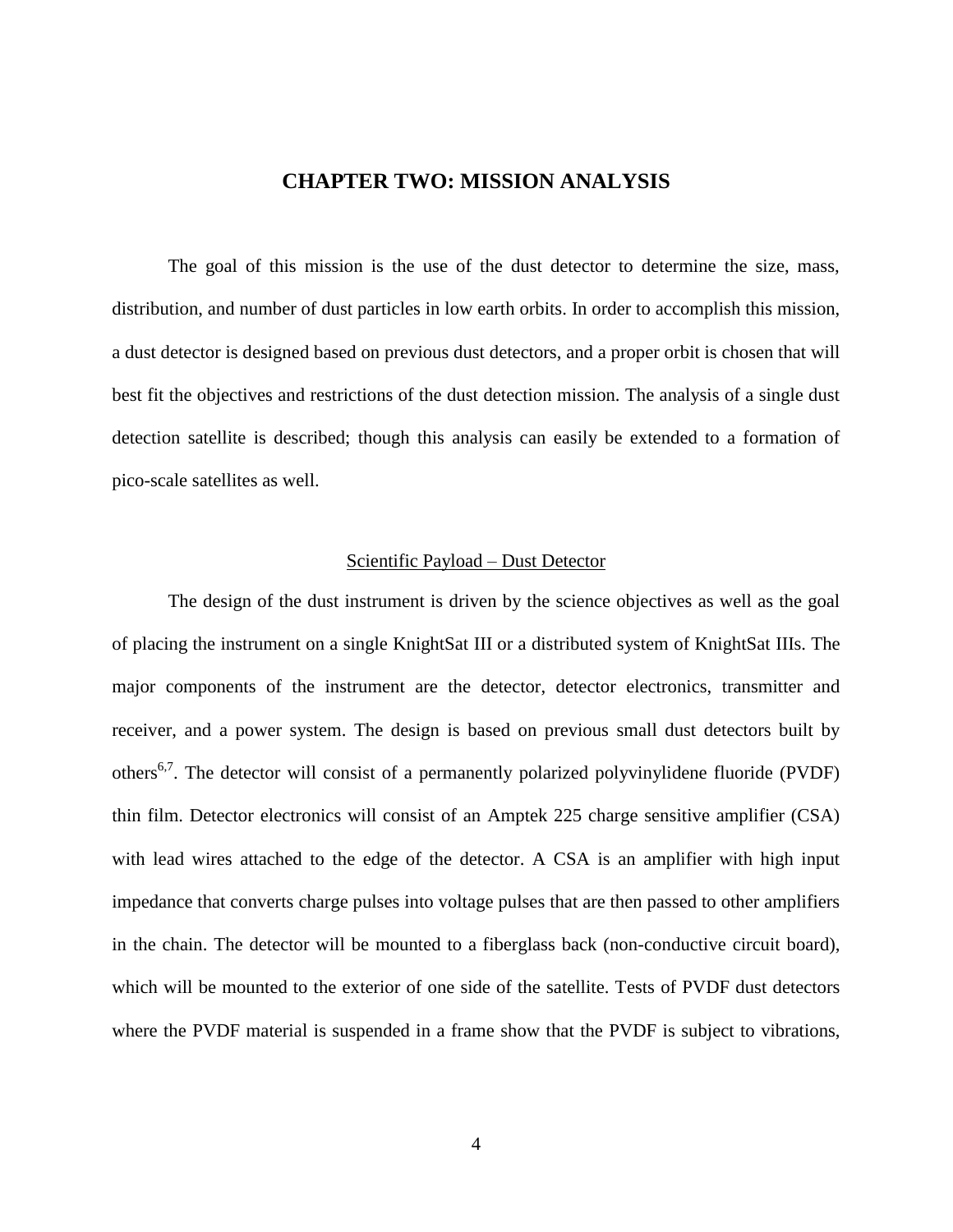# CHAPTER TWO: MISSION ANALYSIS

The goal of this mission is the use of the dust detector to determine the size, mass, distribution, and number of dust particles in low earth orbits. In order to accomplish this mission, a dust detector is designed based on previous dust detectors, and a proper orbit is chosen that will best fit the objectives and restrictions of the dust detection mission. The analysis of a single dust detection satellite is described; though this analysis can easily be extended to a formation of pico-scale satellites as well.

## Scientific Payload – Dust Detector

The design of the dust instrument is driven by the science objectives as well as the goal of placing the instrument on a single KnightSat III or a distributed system of KnightSat IIIs. The major components of the instrument are the detector, detector electronics, transmitter and receiver, and a power system. The design is based on previous small dust detectors built by others[6,7]. The detector will consist of a permanently polarized polyvinylidene fluoride (PVDF) thin film. Detector electronics will consist of an Amptek 225 charge sensitive amplifier (CSA) with lead wires attached to the edge of the detector. A CSA is an amplifier with high input impedance that converts charge pulses into voltage pulses that are then passed to other amplifiers in the chain. The detector will be mounted to a fiberglass back (non-conductive circuit board), which will be mounted to the exterior of one side of the satellite. Tests of PVDF dust detectors where the PVDF material is suspended in a frame show that the PVDF is subject to vibrations,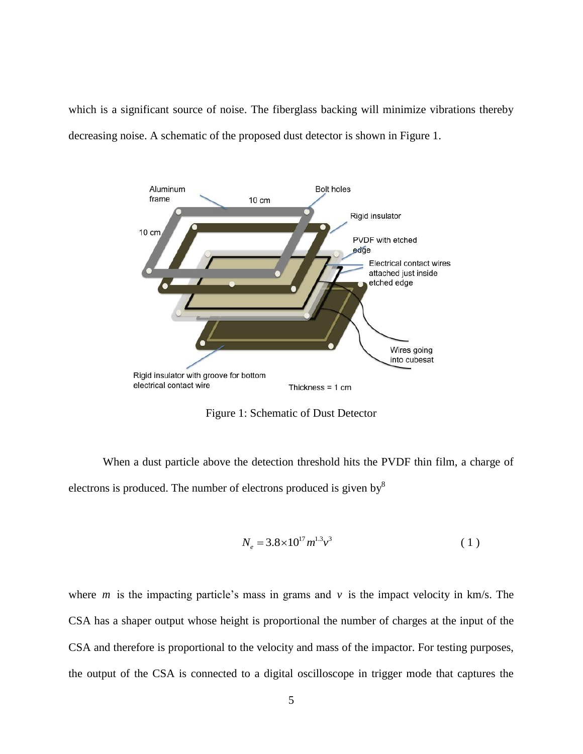which is a significant source of noise. The fiberglass backing will minimize vibrations thereby decreasing noise. A schematic of the proposed dust detector is shown in Figure 1.

Figure 1: Schematic of Dust Detector

When a dust particle above the detection threshold hits the PVDF thin film, a charge of electrons is produced. The number of electrons produced is given by[8]

$$N_e = 3.8\times10^{17} m^{1.3} v^{3} \tag{1}$$

where $m$ is the impacting particle's mass in grams and $v$ is the impact velocity in km/s. The CSA has a shaper output whose height is proportional the number of charges at the input of the CSA and therefore is proportional to the velocity and mass of the impactor. For testing purposes, the output of the CSA is connected to a digital oscilloscope in trigger mode that captures the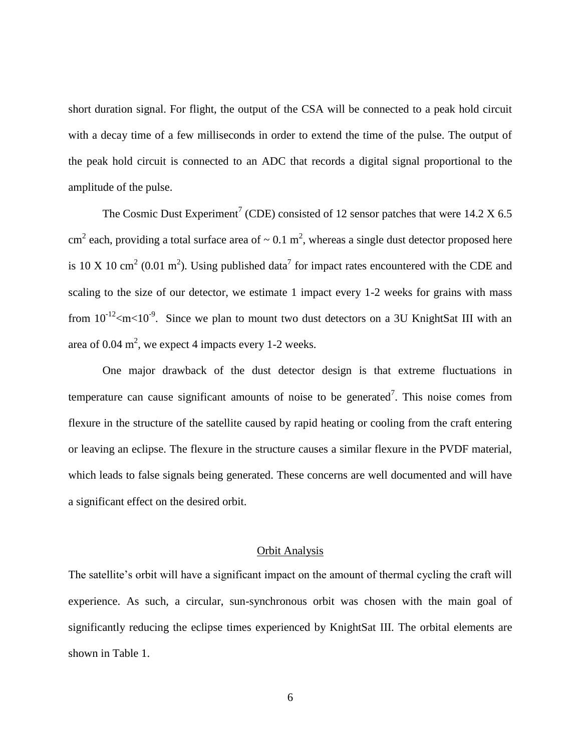short duration signal. For flight, the output of the CSA will be connected to a peak hold circuit with a decay time of a few milliseconds in order to extend the time of the pulse. The output of the peak hold circuit is connected to an ADC that records a digital signal proportional to the amplitude of the pulse.

The Cosmic Dust Experiment[7] (CDE) consisted of 12 sensor patches that were 14.2 X 6.5 $cm^2$ each, providing a total surface area of ~ 0.1 $m^2$, whereas a single dust detector proposed here is 10 X 10 $cm^2$ (0.01 $m^2$). Using published data[7] for impact rates encountered with the CDE and scaling to the size of our detector, we estimate 1 impact every 1-2 weeks for grains with mass from $10^{-12}<m<10^{-9}$. Since we plan to mount two dust detectors on a 3U KnightSat III with an area of 0.04 $m^2$, we expect 4 impacts every 1-2 weeks.

One major drawback of the dust detector design is that extreme fluctuations in temperature can cause significant amounts of noise to be generated[7]. This noise comes from flexure in the structure of the satellite caused by rapid heating or cooling from the craft entering or leaving an eclipse. The flexure in the structure causes a similar flexure in the PVDF material, which leads to false signals being generated. These concerns are well documented and will have a significant effect on the desired orbit.

## Orbit Analysis

The satellite's orbit will have a significant impact on the amount of thermal cycling the craft will experience. As such, a circular, sun-synchronous orbit was chosen with the main goal of significantly reducing the eclipse times experienced by KnightSat III. The orbital elements are shown in Table 1.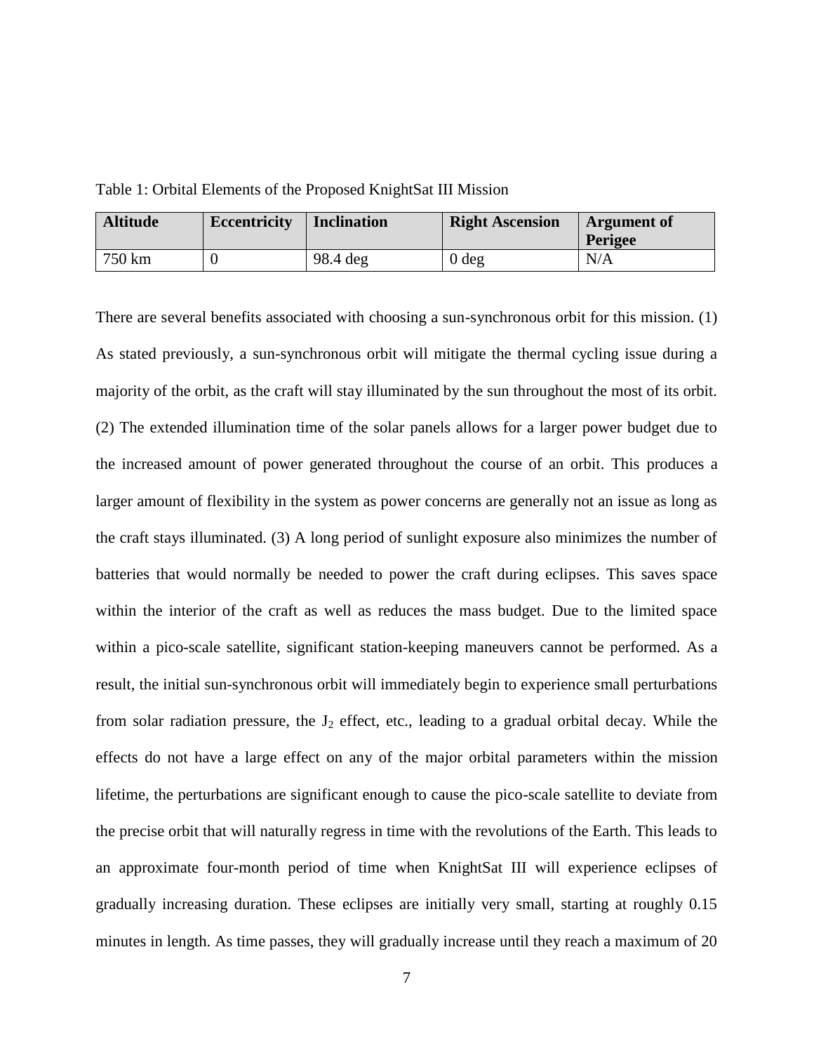Table 1: Orbital Elements of the Proposed KnightSat III Mission

| **Altitude** | **Eccentricity** | **Inclination** | **Right Ascension** | **Argument of Perigee** |
| --- | --- | --- | --- | --- |
| 750 km | 0 | 98.4 deg | 0 deg | N/A |

There are several benefits associated with choosing a sun-synchronous orbit for this mission. (1) As stated previously, a sun-synchronous orbit will mitigate the thermal cycling issue during a majority of the orbit, as the craft will stay illuminated by the sun throughout the most of its orbit. (2) The extended illumination time of the solar panels allows for a larger power budget due to the increased amount of power generated throughout the course of an orbit. This produces a larger amount of flexibility in the system as power concerns are generally not an issue as long as the craft stays illuminated. (3) A long period of sunlight exposure also minimizes the number of batteries that would normally be needed to power the craft during eclipses. This saves space within the interior of the craft as well as reduces the mass budget. Due to the limited space within a pico-scale satellite, significant station-keeping maneuvers cannot be performed. As a result, the initial sun-synchronous orbit will immediately begin to experience small perturbations from solar radiation pressure, the $J_2$ effect, etc., leading to a gradual orbital decay. While the effects do not have a large effect on any of the major orbital parameters within the mission lifetime, the perturbations are significant enough to cause the pico-scale satellite to deviate from the precise orbit that will naturally regress in time with the revolutions of the Earth. This leads to an approximate four-month period of time when KnightSat III will experience eclipses of gradually increasing duration. These eclipses are initially very small, starting at roughly 0.15 minutes in length. As time passes, they will gradually increase until they reach a maximum of 20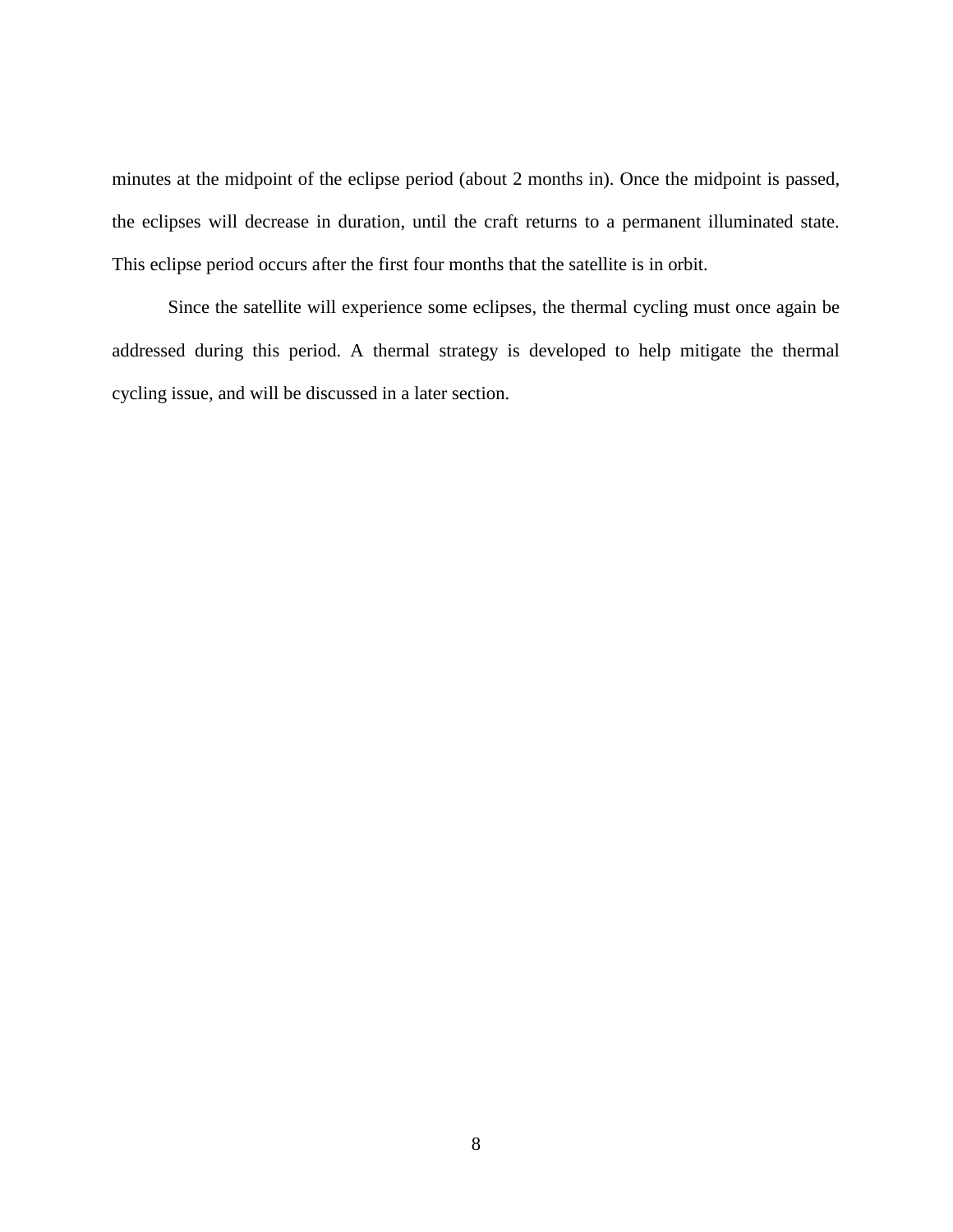minutes at the midpoint of the eclipse period (about 2 months in). Once the midpoint is passed, the eclipses will decrease in duration, until the craft returns to a permanent illuminated state. This eclipse period occurs after the first four months that the satellite is in orbit.

Since the satellite will experience some eclipses, the thermal cycling must once again be addressed during this period. A thermal strategy is developed to help mitigate the thermal cycling issue, and will be discussed in a later section.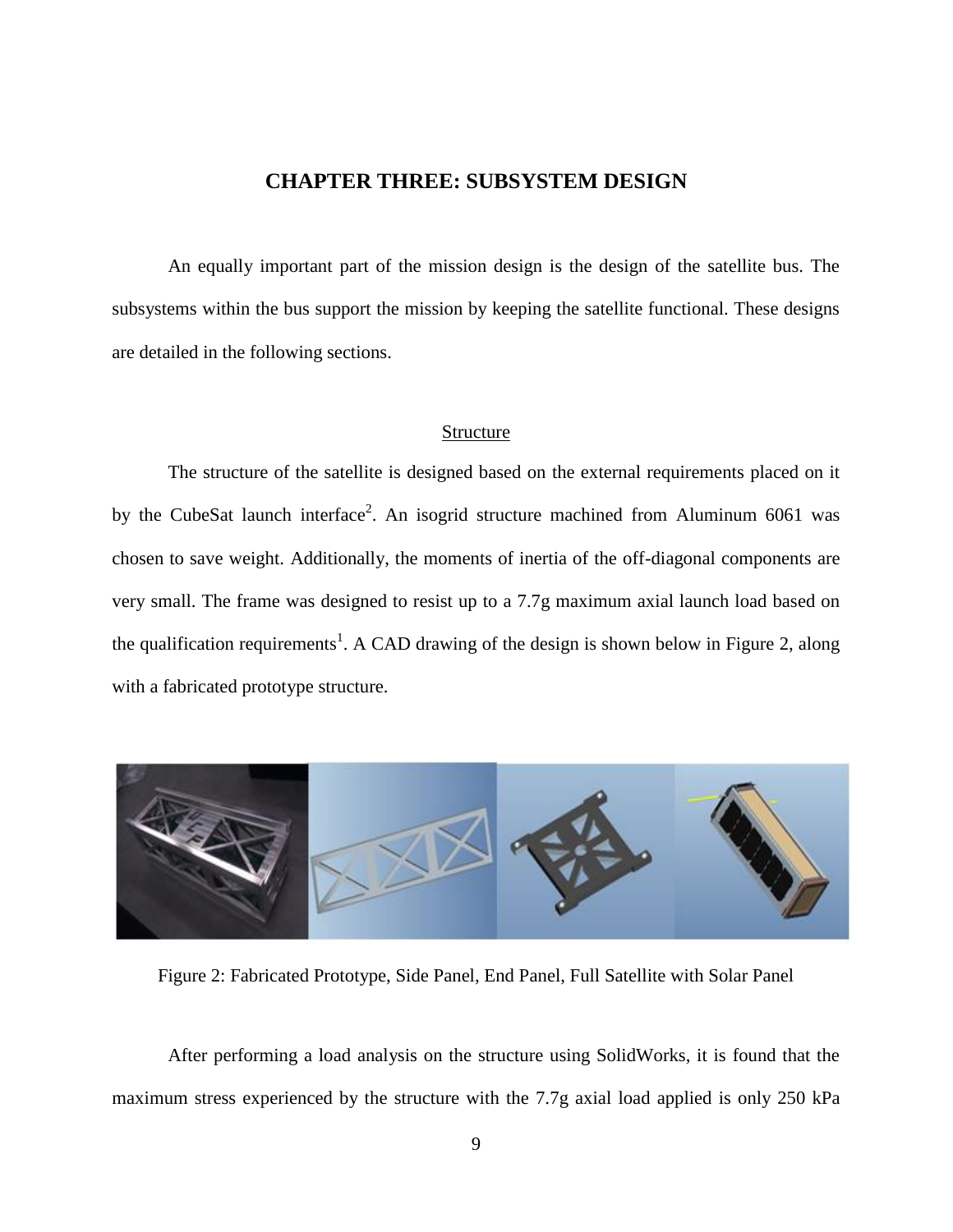# CHAPTER THREE: SUBSYSTEM DESIGN

An equally important part of the mission design is the design of the satellite bus. The subsystems within the bus support the mission by keeping the satellite functional. These designs are detailed in the following sections.

## Structure

The structure of the satellite is designed based on the external requirements placed on it by the CubeSat launch interface[2]. An isogrid structure machined from Aluminum 6061 was chosen to save weight. Additionally, the moments of inertia of the off-diagonal components are very small. The frame was designed to resist up to a 7.7g maximum axial launch load based on the qualification requirements[1]. A CAD drawing of the design is shown below in Figure 2, along with a fabricated prototype structure.

Figure 2: Fabricated Prototype, Side Panel, End Panel, Full Satellite with Solar Panel

After performing a load analysis on the structure using SolidWorks, it is found that the maximum stress experienced by the structure with the 7.7g axial load applied is only 250 kPa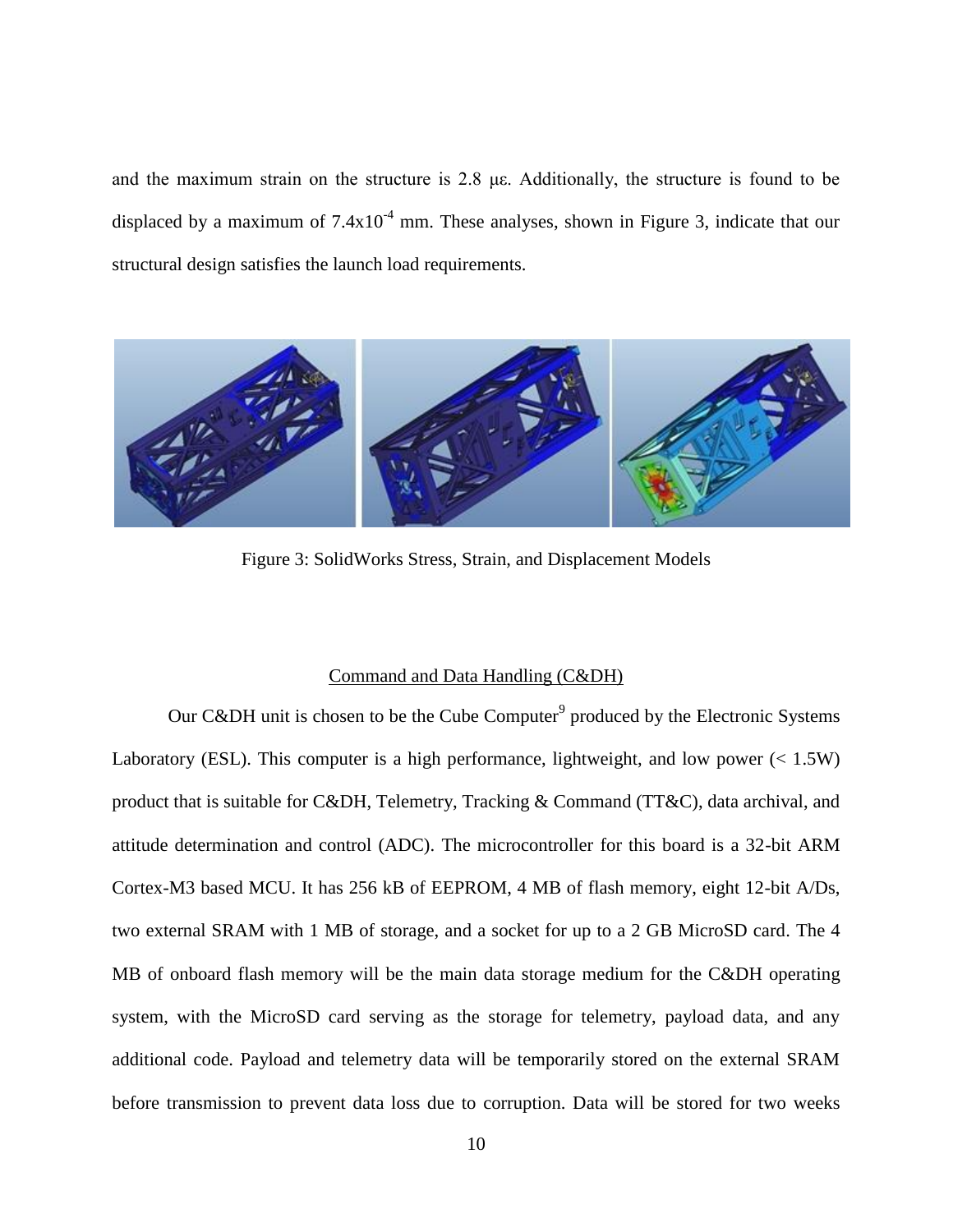and the maximum strain on the structure is 2.8 με. Additionally, the structure is found to be displaced by a maximum of $7.4 \times 10^{-4}$ mm. These analyses, shown in Figure 3, indicate that our structural design satisfies the launch load requirements.

Figure 3: SolidWorks Stress, Strain, and Displacement Models

## Command and Data Handling (C&DH)

Our C&DH unit is chosen to be the Cube Computer[9] produced by the Electronic Systems Laboratory (ESL). This computer is a high performance, lightweight, and low power (< 1.5W) product that is suitable for C&DH, Telemetry, Tracking & Command (TT&C), data archival, and attitude determination and control (ADC). The microcontroller for this board is a 32-bit ARM Cortex-M3 based MCU. It has 256 kB of EEPROM, 4 MB of flash memory, eight 12-bit A/Ds, two external SRAM with 1 MB of storage, and a socket for up to a 2 GB MicroSD card. The 4 MB of onboard flash memory will be the main data storage medium for the C&DH operating system, with the MicroSD card serving as the storage for telemetry, payload data, and any additional code. Payload and telemetry data will be temporarily stored on the external SRAM before transmission to prevent data loss due to corruption. Data will be stored for two weeks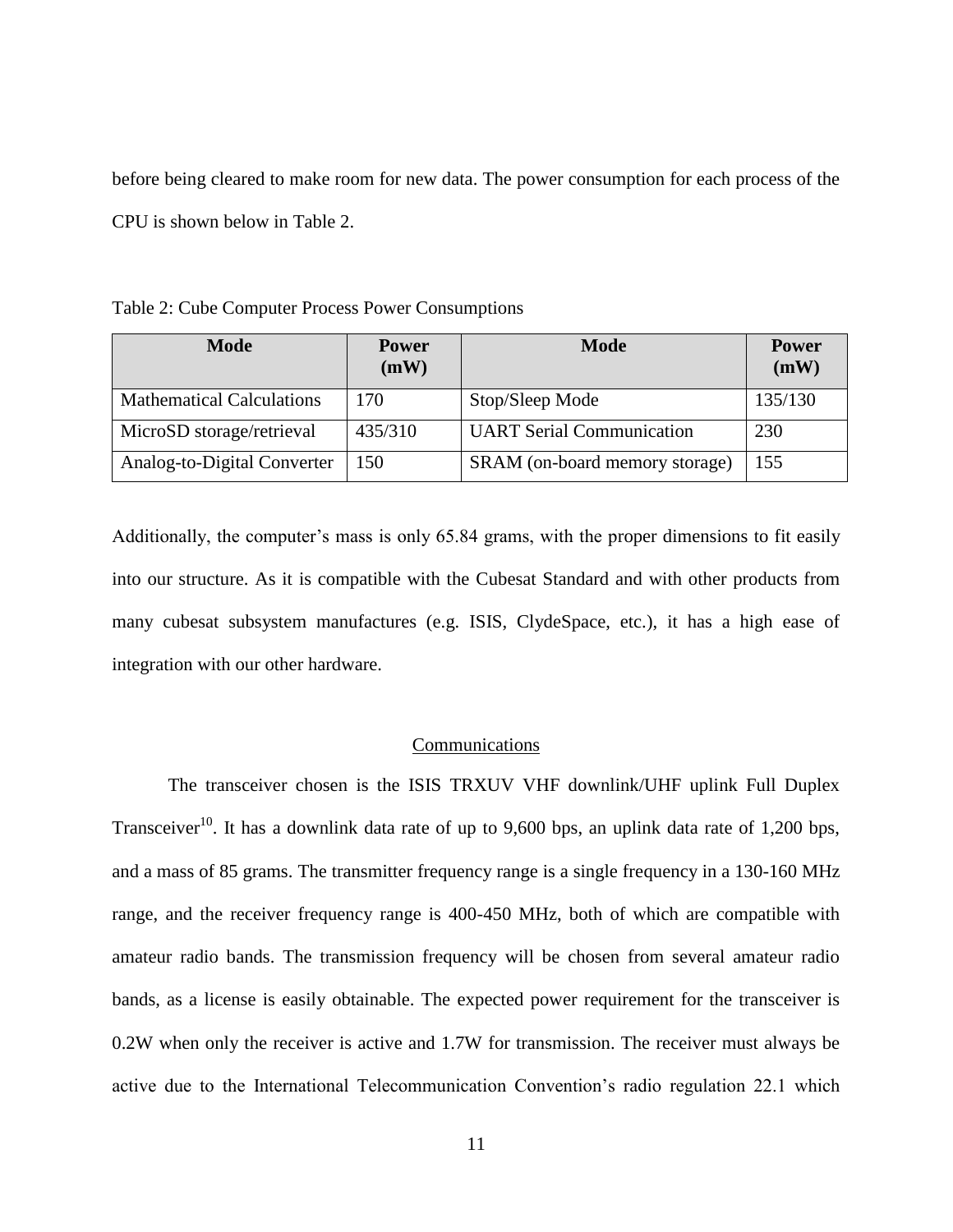before being cleared to make room for new data. The power consumption for each process of the CPU is shown below in Table 2.

Table 2: Cube Computer Process Power Consumptions

| Mode | Power (mW) | Mode | Power (mW) |
|---|---|---|---|
| Mathematical Calculations | 170 | Stop/Sleep Mode | 135/130 |
| MicroSD storage/retrieval | 435/310 | UART Serial Communication | 230 |
| Analog-to-Digital Converter | 150 | SRAM (on-board memory storage) | 155 |

Additionally, the computer's mass is only 65.84 grams, with the proper dimensions to fit easily into our structure. As it is compatible with the Cubesat Standard and with other products from many cubesat subsystem manufactures (e.g. ISIS, ClydeSpace, etc.), it has a high ease of integration with our other hardware.

## Communications

The transceiver chosen is the ISIS TRXUV VHF downlink/UHF uplink Full Duplex Transceiver[10]. It has a downlink data rate of up to 9,600 bps, an uplink data rate of 1,200 bps, and a mass of 85 grams. The transmitter frequency range is a single frequency in a 130-160 MHz range, and the receiver frequency range is 400-450 MHz, both of which are compatible with amateur radio bands. The transmission frequency will be chosen from several amateur radio bands, as a license is easily obtainable. The expected power requirement for the transceiver is 0.2W when only the receiver is active and 1.7W for transmission. The receiver must always be active due to the International Telecommunication Convention's radio regulation 22.1 which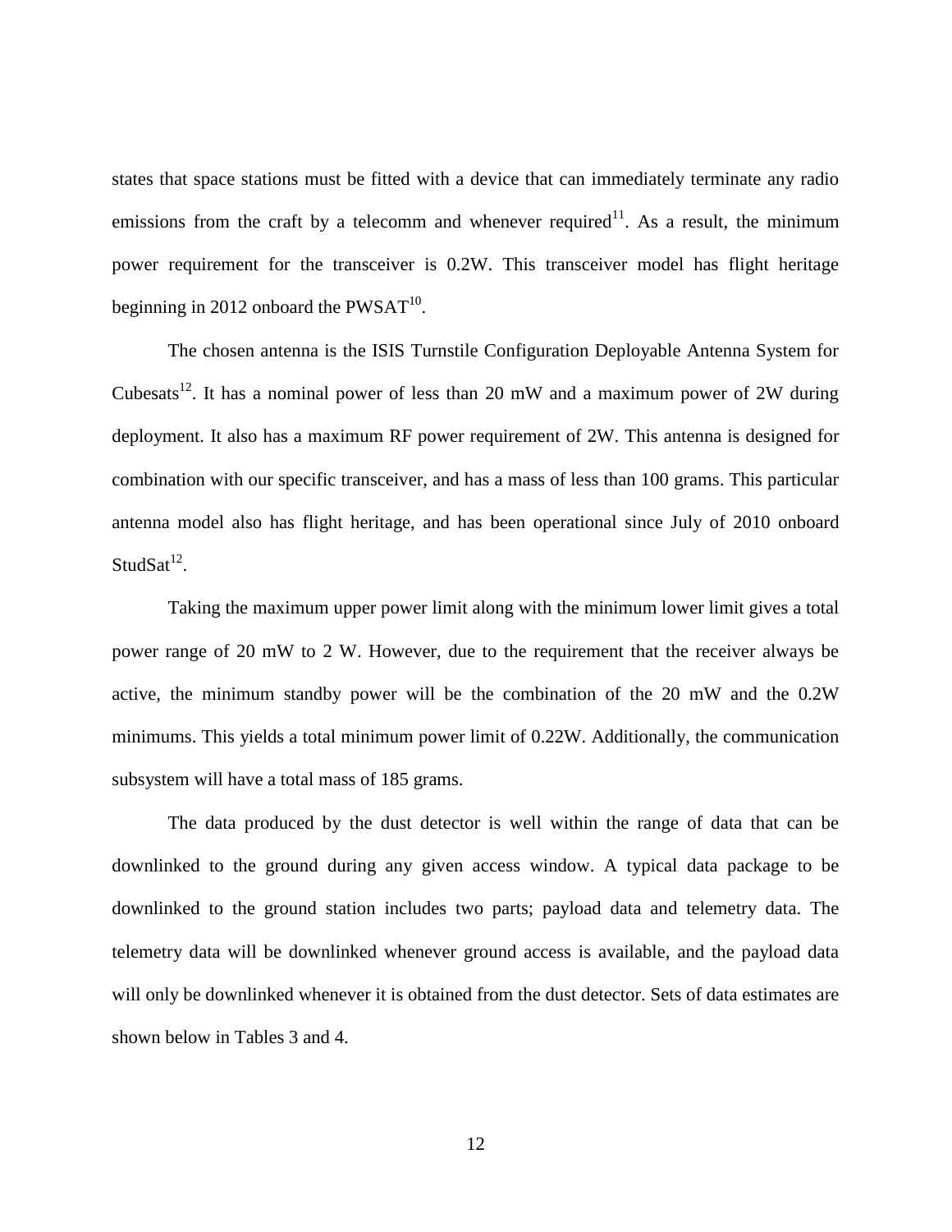states that space stations must be fitted with a device that can immediately terminate any radio emissions from the craft by a telecomm and whenever required[11]. As a result, the minimum power requirement for the transceiver is 0.2W. This transceiver model has flight heritage beginning in 2012 onboard the PWSAT[10].

The chosen antenna is the ISIS Turnstile Configuration Deployable Antenna System for Cubesats[12]. It has a nominal power of less than 20 mW and a maximum power of 2W during deployment. It also has a maximum RF power requirement of 2W. This antenna is designed for combination with our specific transceiver, and has a mass of less than 100 grams. This particular antenna model also has flight heritage, and has been operational since July of 2010 onboard StudSat[12].

Taking the maximum upper power limit along with the minimum lower limit gives a total power range of 20 mW to 2 W. However, due to the requirement that the receiver always be active, the minimum standby power will be the combination of the 20 mW and the 0.2W minimums. This yields a total minimum power limit of 0.22W. Additionally, the communication subsystem will have a total mass of 185 grams.

The data produced by the dust detector is well within the range of data that can be downlinked to the ground during any given access window. A typical data package to be downlinked to the ground station includes two parts; payload data and telemetry data. The telemetry data will be downlinked whenever ground access is available, and the payload data will only be downlinked whenever it is obtained from the dust detector. Sets of data estimates are shown below in Tables 3 and 4.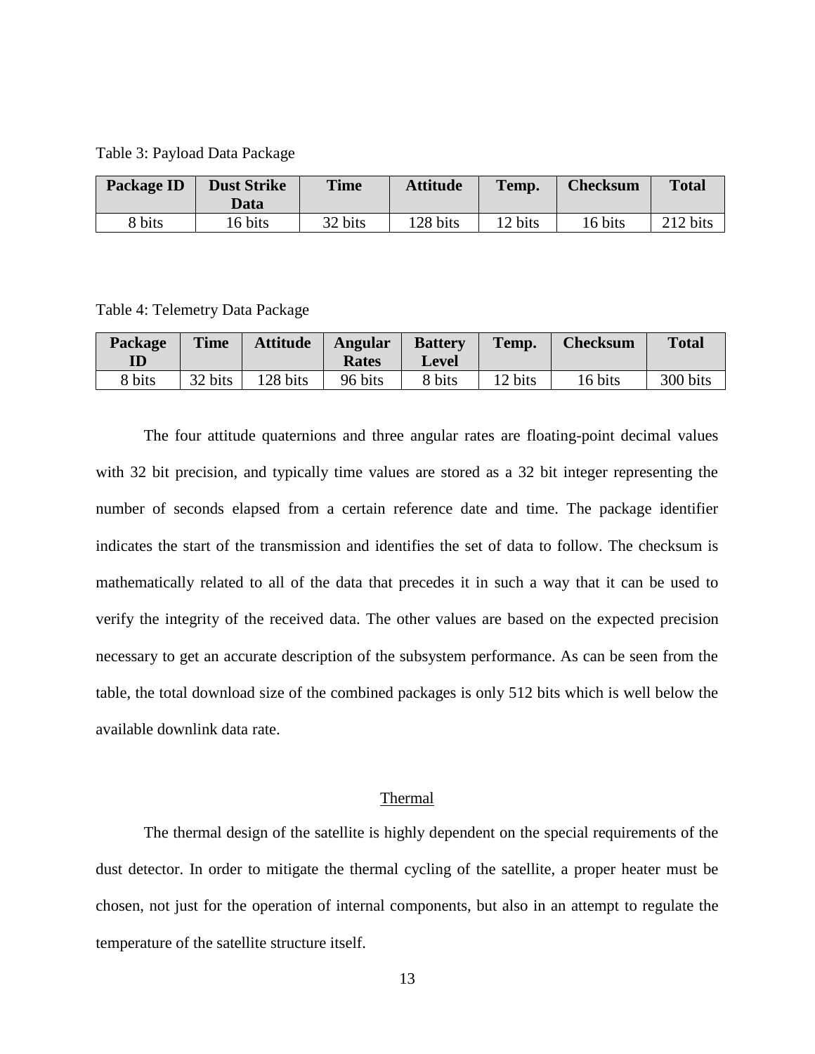Table 3: Payload Data Package

| Package ID | Dust Strike Data | Time | Attitude | Temp. | Checksum | Total |
|---|---|---|---|---|---|---|
| 8 bits | 16 bits | 32 bits | 128 bits | 12 bits | 16 bits | 212 bits |

Table 4: Telemetry Data Package

| Package ID | Time | Attitude | Angular Rates | Battery Level | Temp. | Checksum | Total |
|---|---|---|---|---|---|---|---|
| 8 bits | 32 bits | 128 bits | 96 bits | 8 bits | 12 bits | 16 bits | 300 bits |

The four attitude quaternions and three angular rates are floating-point decimal values with 32 bit precision, and typically time values are stored as a 32 bit integer representing the number of seconds elapsed from a certain reference date and time. The package identifier indicates the start of the transmission and identifies the set of data to follow. The checksum is mathematically related to all of the data that precedes it in such a way that it can be used to verify the integrity of the received data. The other values are based on the expected precision necessary to get an accurate description of the subsystem performance. As can be seen from the table, the total download size of the combined packages is only 512 bits which is well below the available downlink data rate.

## Thermal

The thermal design of the satellite is highly dependent on the special requirements of the dust detector. In order to mitigate the thermal cycling of the satellite, a proper heater must be chosen, not just for the operation of internal components, but also in an attempt to regulate the temperature of the satellite structure itself.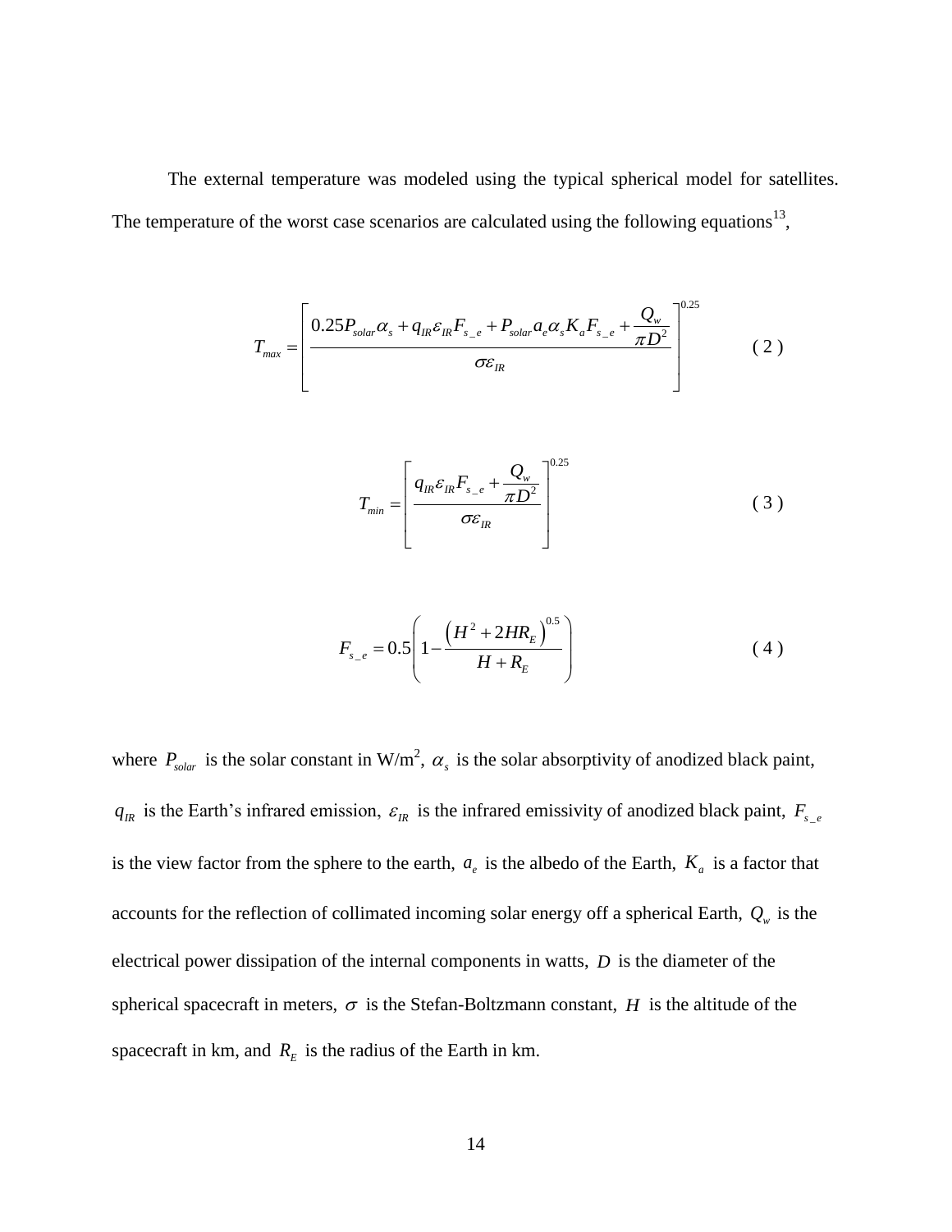The external temperature was modeled using the typical spherical model for satellites. The temperature of the worst case scenarios are calculated using the following equations[13],

$$T_{max} = \left[ \frac{0.25 P_{solar} \alpha_s + q_{IR} \varepsilon_{IR} F_{s\_e} + P_{solar} a_e \alpha_s K_a F_{s\_e} + \dfrac{Q_w}{\pi D^2}}{\sigma \varepsilon_{IR}} \right]^{0.25} \tag{2}$$

$$T_{min} = \left[ \frac{q_{IR} \varepsilon_{IR} F_{s\_e} + \dfrac{Q_w}{\pi D^2}}{\sigma \varepsilon_{IR}} \right]^{0.25} \tag{3}$$

$$F_{s\_e} = 0.5 \left( 1 - \frac{\left( H^2 + 2 H R_E \right)^{0.5}}{H + R_E} \right) \tag{4}$$

where $P_{solar}$ is the solar constant in W/m$^2$, $\alpha_s$ is the solar absorptivity of anodized black paint, $q_{IR}$ is the Earth's infrared emission, $\varepsilon_{IR}$ is the infrared emissivity of anodized black paint, $F_{s\_e}$ is the view factor from the sphere to the earth, $a_e$ is the albedo of the Earth, $K_a$ is a factor that accounts for the reflection of collimated incoming solar energy off a spherical Earth, $Q_w$ is the electrical power dissipation of the internal components in watts, $D$ is the diameter of the spherical spacecraft in meters, $\sigma$ is the Stefan-Boltzmann constant, $H$ is the altitude of the spacecraft in km, and $R_E$ is the radius of the Earth in km.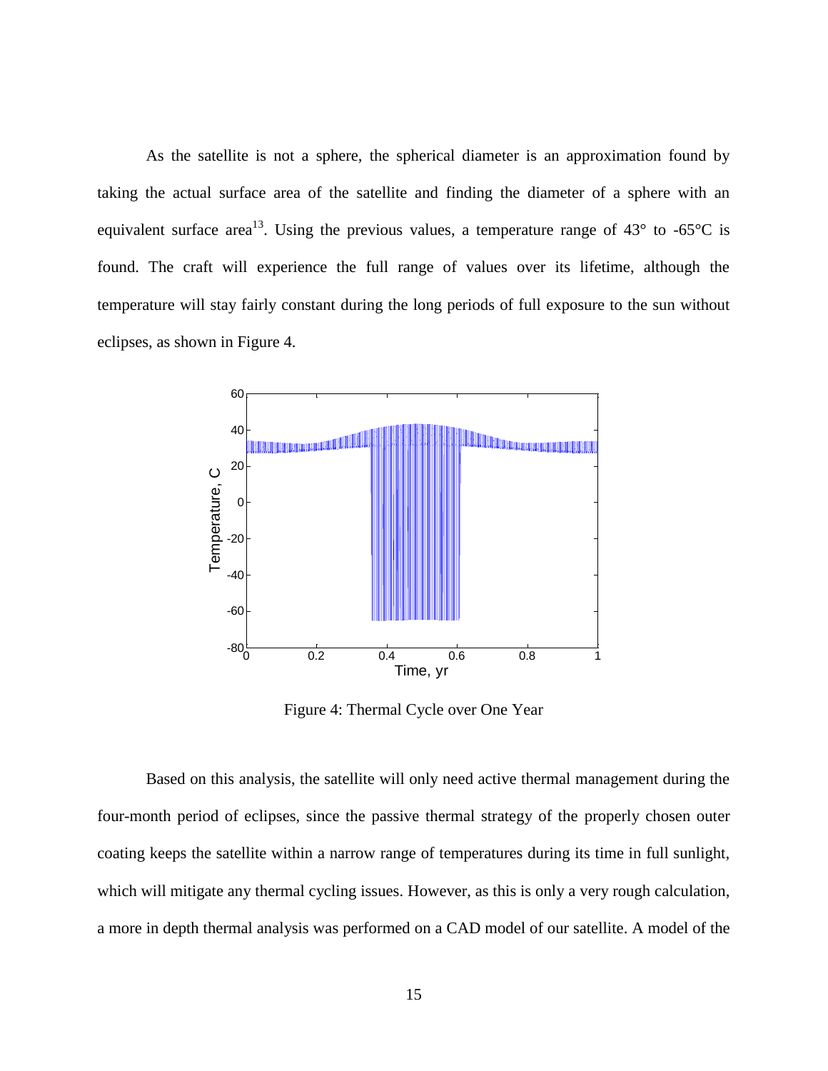As the satellite is not a sphere, the spherical diameter is an approximation found by taking the actual surface area of the satellite and finding the diameter of a sphere with an equivalent surface area[13]. Using the previous values, a temperature range of 43° to -65°C is found. The craft will experience the full range of values over its lifetime, although the temperature will stay fairly constant during the long periods of full exposure to the sun without eclipses, as shown in Figure 4.

Figure 4: Thermal Cycle over One Year

Based on this analysis, the satellite will only need active thermal management during the four-month period of eclipses, since the passive thermal strategy of the properly chosen outer coating keeps the satellite within a narrow range of temperatures during its time in full sunlight, which will mitigate any thermal cycling issues. However, as this is only a very rough calculation, a more in depth thermal analysis was performed on a CAD model of our satellite. A model of the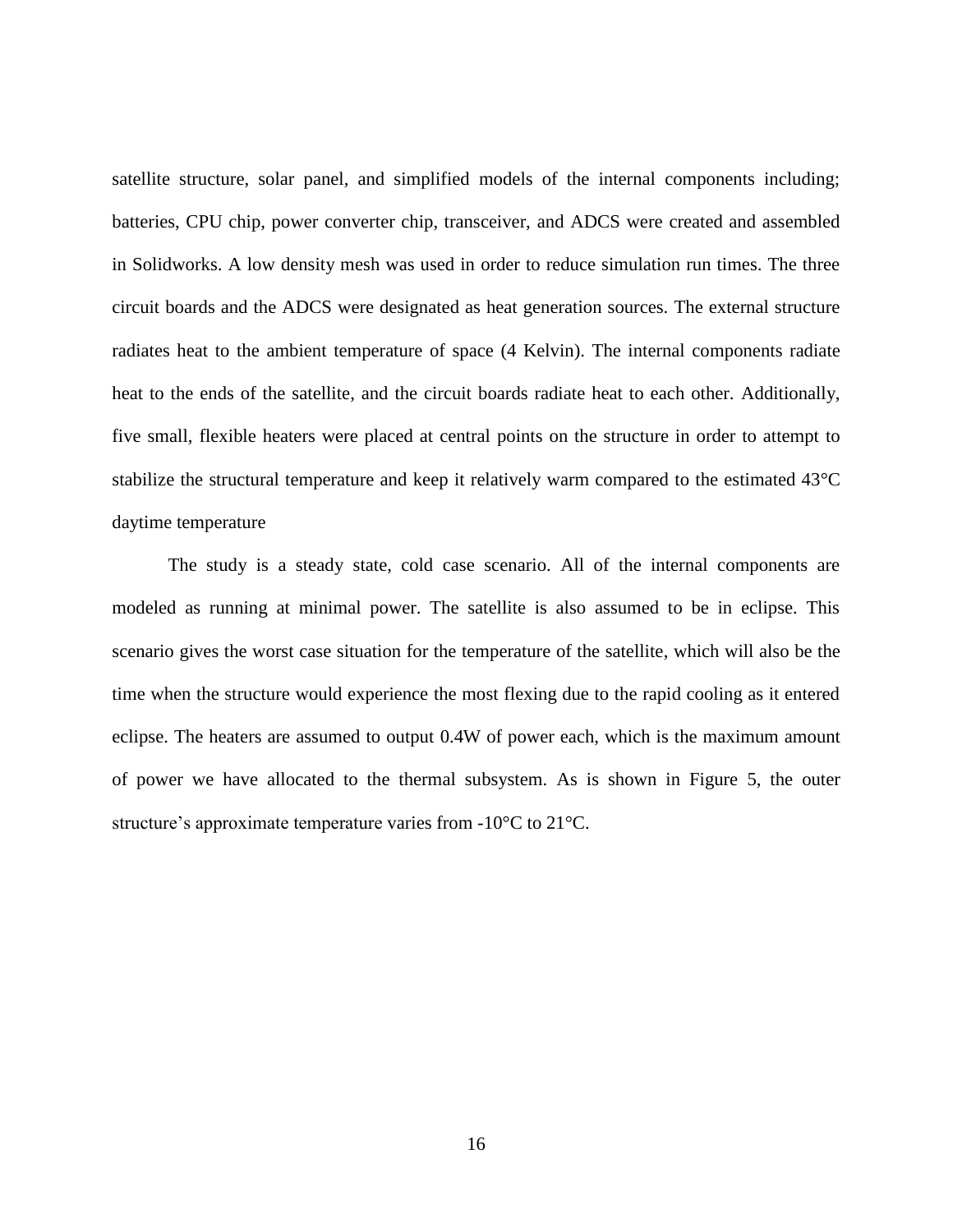satellite structure, solar panel, and simplified models of the internal components including; batteries, CPU chip, power converter chip, transceiver, and ADCS were created and assembled in Solidworks. A low density mesh was used in order to reduce simulation run times. The three circuit boards and the ADCS were designated as heat generation sources. The external structure radiates heat to the ambient temperature of space (4 Kelvin). The internal components radiate heat to the ends of the satellite, and the circuit boards radiate heat to each other. Additionally, five small, flexible heaters were placed at central points on the structure in order to attempt to stabilize the structural temperature and keep it relatively warm compared to the estimated 43°C daytime temperature

The study is a steady state, cold case scenario. All of the internal components are modeled as running at minimal power. The satellite is also assumed to be in eclipse. This scenario gives the worst case situation for the temperature of the satellite, which will also be the time when the structure would experience the most flexing due to the rapid cooling as it entered eclipse. The heaters are assumed to output 0.4W of power each, which is the maximum amount of power we have allocated to the thermal subsystem. As is shown in Figure 5, the outer structure's approximate temperature varies from -10°C to 21°C.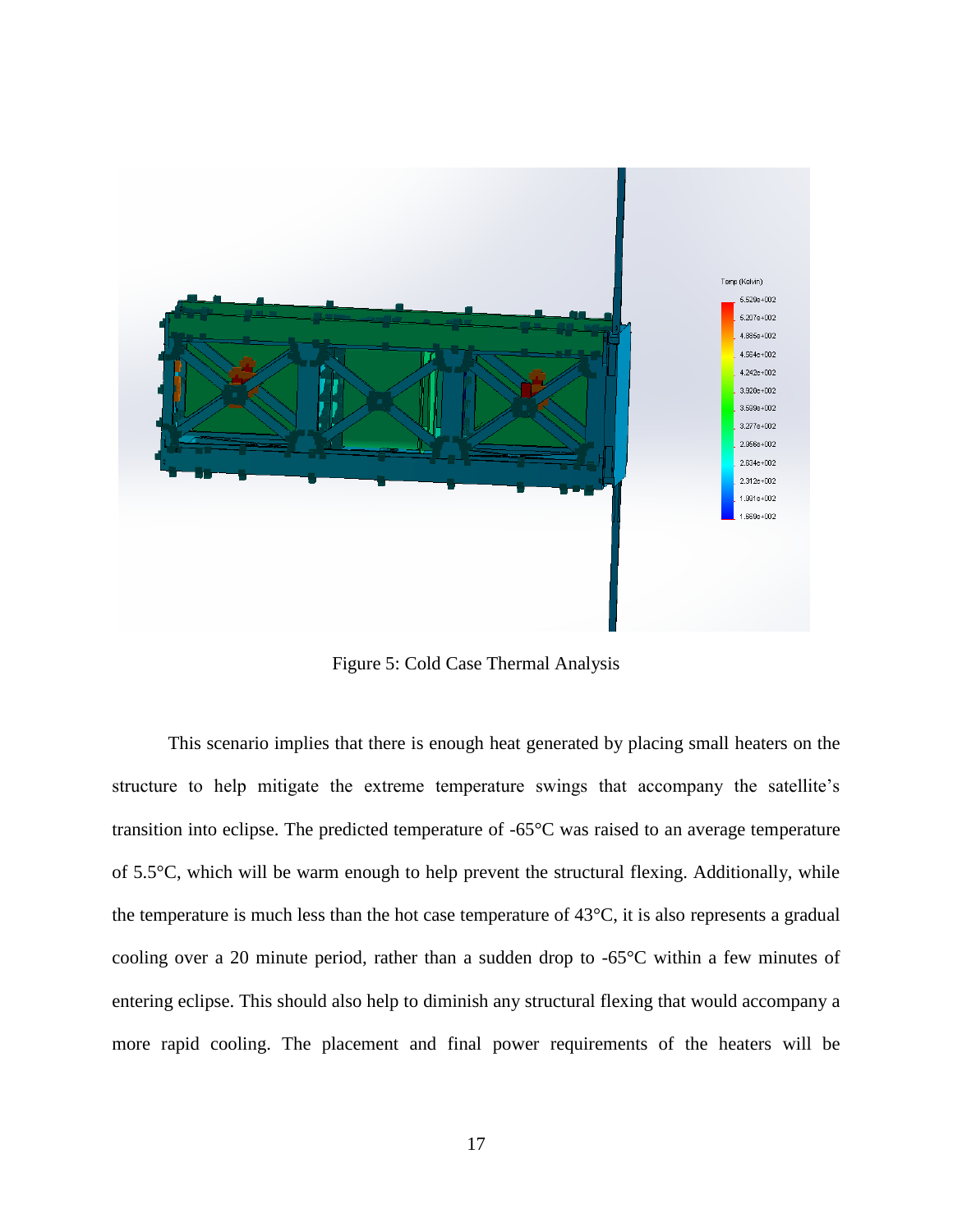Figure 5: Cold Case Thermal Analysis

This scenario implies that there is enough heat generated by placing small heaters on the structure to help mitigate the extreme temperature swings that accompany the satellite's transition into eclipse. The predicted temperature of -65°C was raised to an average temperature of 5.5°C, which will be warm enough to help prevent the structural flexing. Additionally, while the temperature is much less than the hot case temperature of 43°C, it is also represents a gradual cooling over a 20 minute period, rather than a sudden drop to -65°C within a few minutes of entering eclipse. This should also help to diminish any structural flexing that would accompany a more rapid cooling. The placement and final power requirements of the heaters will be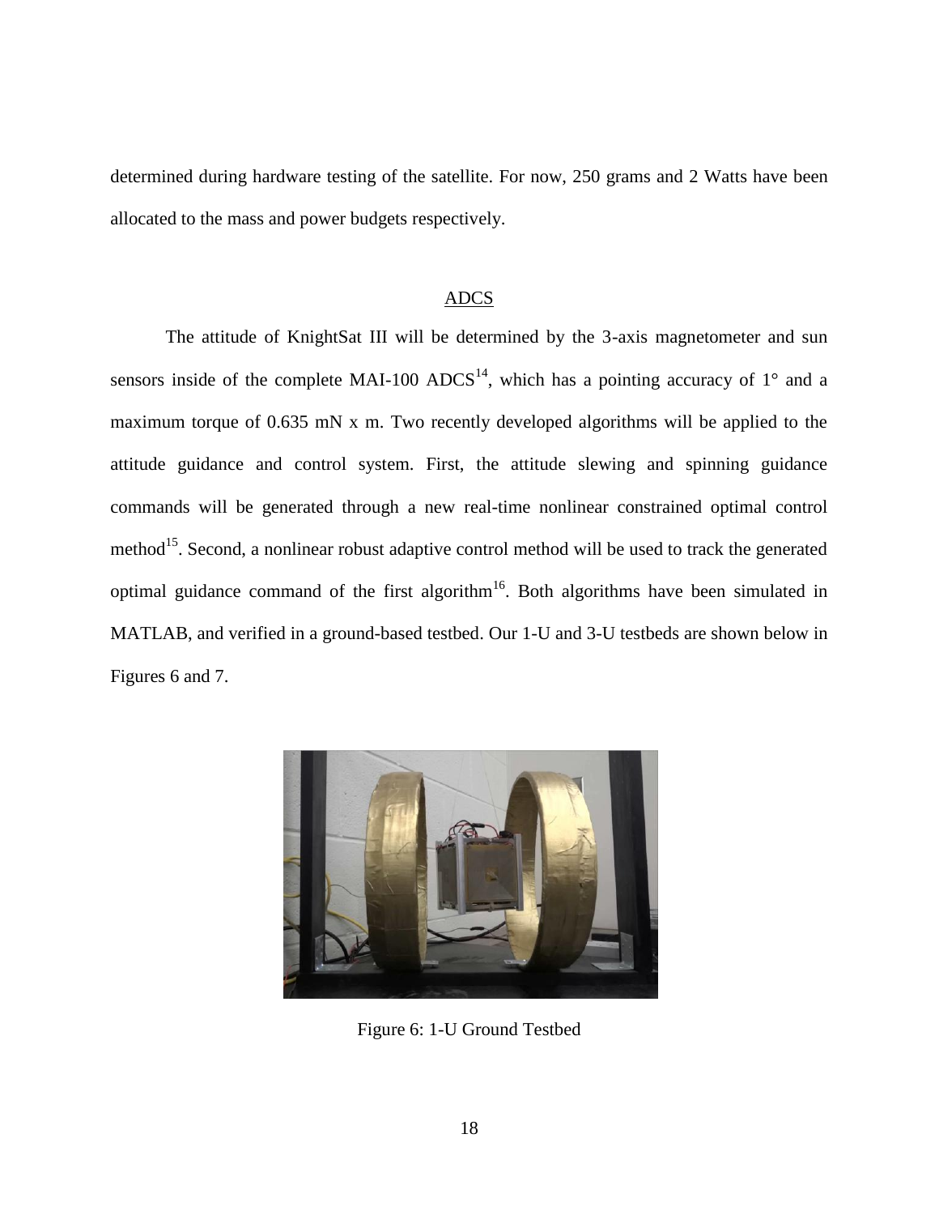determined during hardware testing of the satellite. For now, 250 grams and 2 Watts have been allocated to the mass and power budgets respectively.

## ADCS

The attitude of KnightSat III will be determined by the 3-axis magnetometer and sun sensors inside of the complete MAI-100 ADCS[14], which has a pointing accuracy of 1° and a maximum torque of 0.635 mN x m. Two recently developed algorithms will be applied to the attitude guidance and control system. First, the attitude slewing and spinning guidance commands will be generated through a new real-time nonlinear constrained optimal control method[15]. Second, a nonlinear robust adaptive control method will be used to track the generated optimal guidance command of the first algorithm[16]. Both algorithms have been simulated in MATLAB, and verified in a ground-based testbed. Our 1-U and 3-U testbeds are shown below in Figures 6 and 7.

Figure 6: 1-U Ground Testbed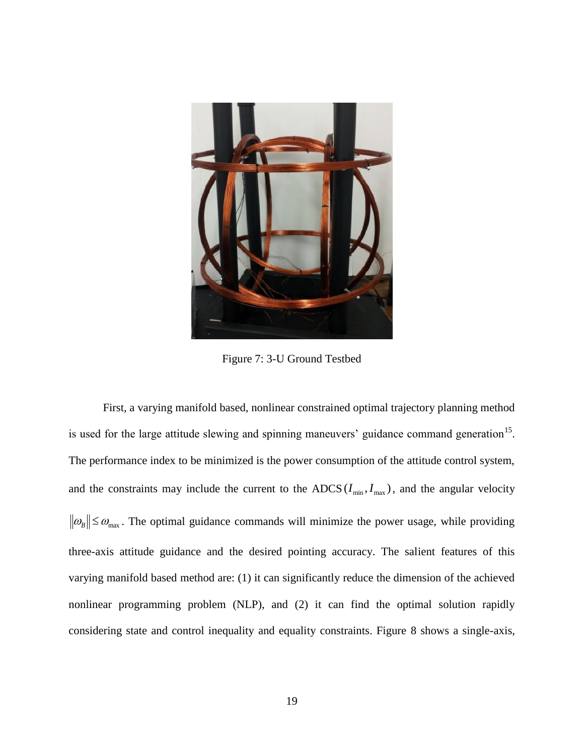Figure 7: 3-U Ground Testbed

First, a varying manifold based, nonlinear constrained optimal trajectory planning method is used for the large attitude slewing and spinning maneuvers' guidance command generation[15]. The performance index to be minimized is the power consumption of the attitude control system, and the constraints may include the current to the ADCS $(I_{\min}, I_{\max})$, and the angular velocity $\|\omega_B\| \le \omega_{\max}$. The optimal guidance commands will minimize the power usage, while providing three-axis attitude guidance and the desired pointing accuracy. The salient features of this varying manifold based method are: (1) it can significantly reduce the dimension of the achieved nonlinear programming problem (NLP), and (2) it can find the optimal solution rapidly considering state and control inequality and equality constraints. Figure 8 shows a single-axis,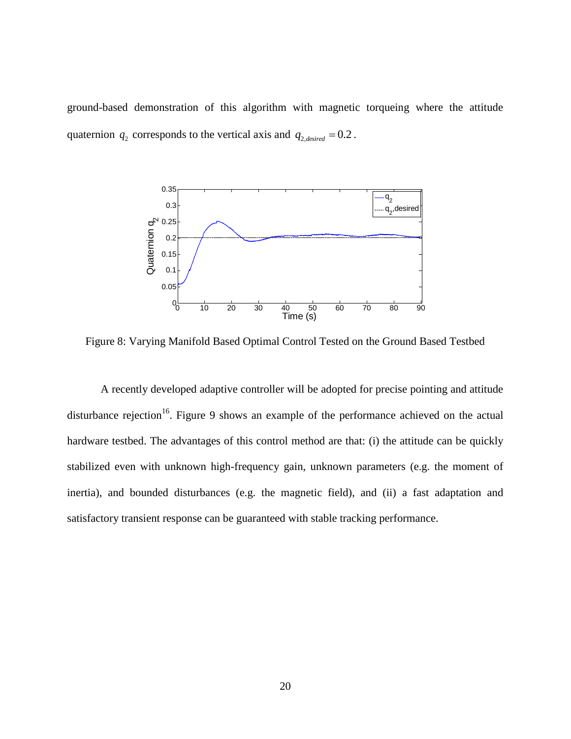ground-based demonstration of this algorithm with magnetic torqueing where the attitude quaternion $q_2$ corresponds to the vertical axis and $q_{2,desired} = 0.2$.

Figure 8: Varying Manifold Based Optimal Control Tested on the Ground Based Testbed

A recently developed adaptive controller will be adopted for precise pointing and attitude disturbance rejection[16]. Figure 9 shows an example of the performance achieved on the actual hardware testbed. The advantages of this control method are that: (i) the attitude can be quickly stabilized even with unknown high-frequency gain, unknown parameters (e.g. the moment of inertia), and bounded disturbances (e.g. the magnetic field), and (ii) a fast adaptation and satisfactory transient response can be guaranteed with stable tracking performance.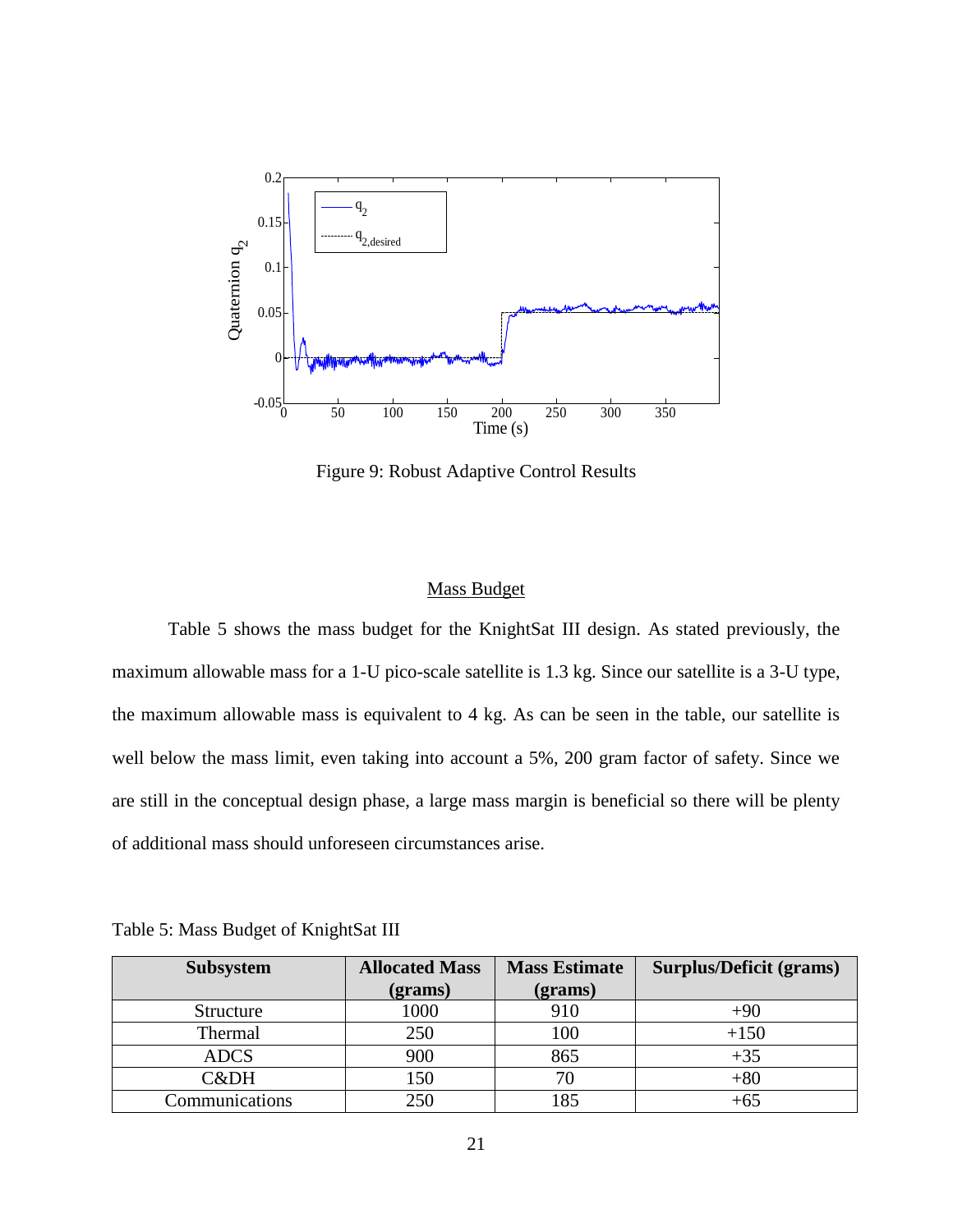Figure 9: Robust Adaptive Control Results

## Mass Budget

Table 5 shows the mass budget for the KnightSat III design. As stated previously, the maximum allowable mass for a 1-U pico-scale satellite is 1.3 kg. Since our satellite is a 3-U type, the maximum allowable mass is equivalent to 4 kg. As can be seen in the table, our satellite is well below the mass limit, even taking into account a 5%, 200 gram factor of safety. Since we are still in the conceptual design phase, a large mass margin is beneficial so there will be plenty of additional mass should unforeseen circumstances arise.

Table 5: Mass Budget of KnightSat III

| Subsystem | Allocated Mass (grams) | Mass Estimate (grams) | Surplus/Deficit (grams) |
|---|---|---|---|
| Structure | 1000 | 910 | +90 |
| Thermal | 250 | 100 | +150 |
| ADCS | 900 | 865 | +35 |
| C&DH | 150 | 70 | +80 |
| Communications | 250 | 185 | +65 |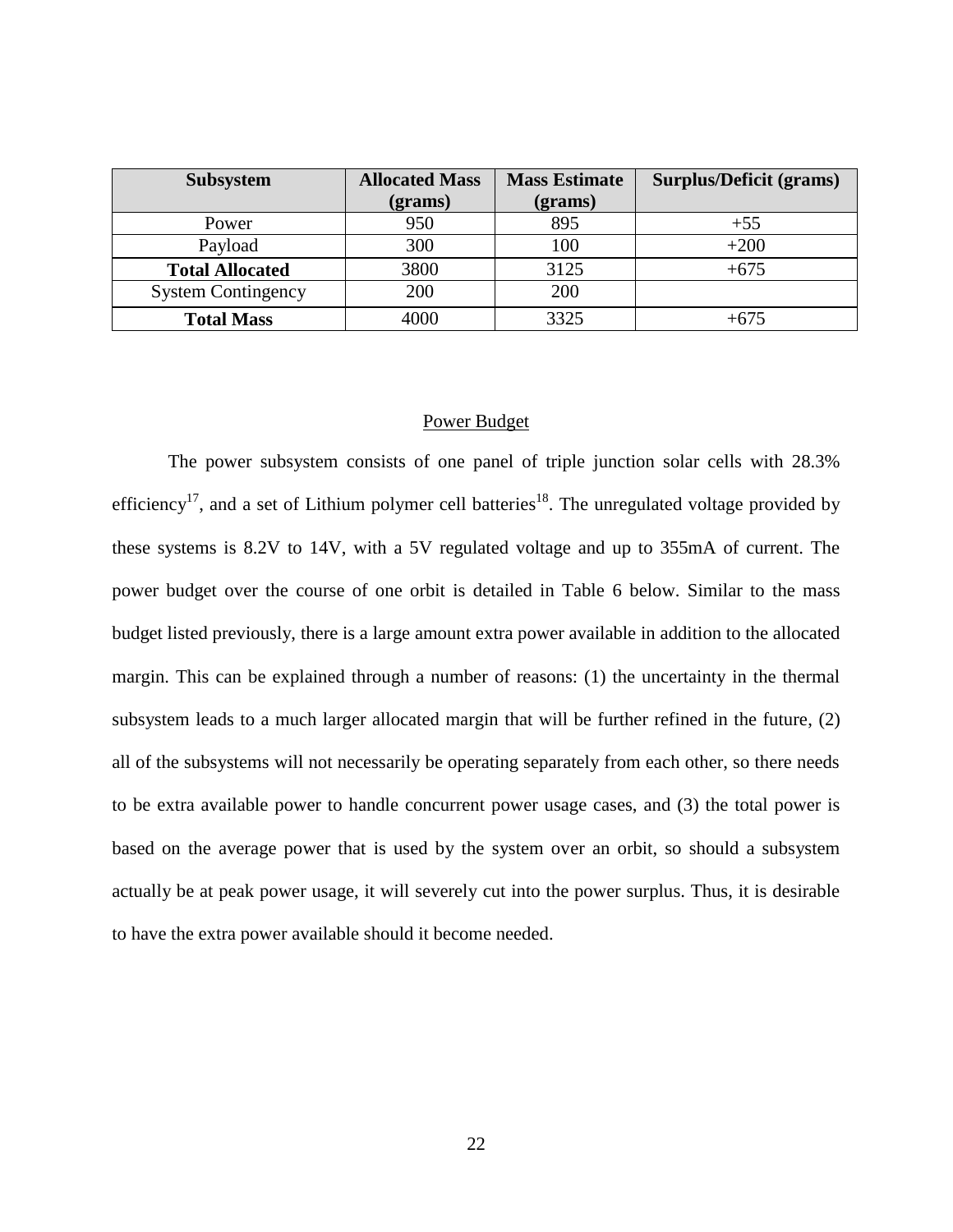| Subsystem | Allocated Mass (grams) | Mass Estimate (grams) | Surplus/Deficit (grams) |
| --- | --- | --- | --- |
| Power | 950 | 895 | +55 |
| Payload | 300 | 100 | +200 |
| **Total Allocated** | 3800 | 3125 | +675 |
| System Contingency | 200 | 200 | |
| **Total Mass** | 4000 | 3325 | +675 |

## Power Budget

The power subsystem consists of one panel of triple junction solar cells with 28.3% efficiency[17], and a set of Lithium polymer cell batteries[18]. The unregulated voltage provided by these systems is 8.2V to 14V, with a 5V regulated voltage and up to 355mA of current. The power budget over the course of one orbit is detailed in Table 6 below. Similar to the mass budget listed previously, there is a large amount extra power available in addition to the allocated margin. This can be explained through a number of reasons: (1) the uncertainty in the thermal subsystem leads to a much larger allocated margin that will be further refined in the future, (2) all of the subsystems will not necessarily be operating separately from each other, so there needs to be extra available power to handle concurrent power usage cases, and (3) the total power is based on the average power that is used by the system over an orbit, so should a subsystem actually be at peak power usage, it will severely cut into the power surplus. Thus, it is desirable to have the extra power available should it become needed.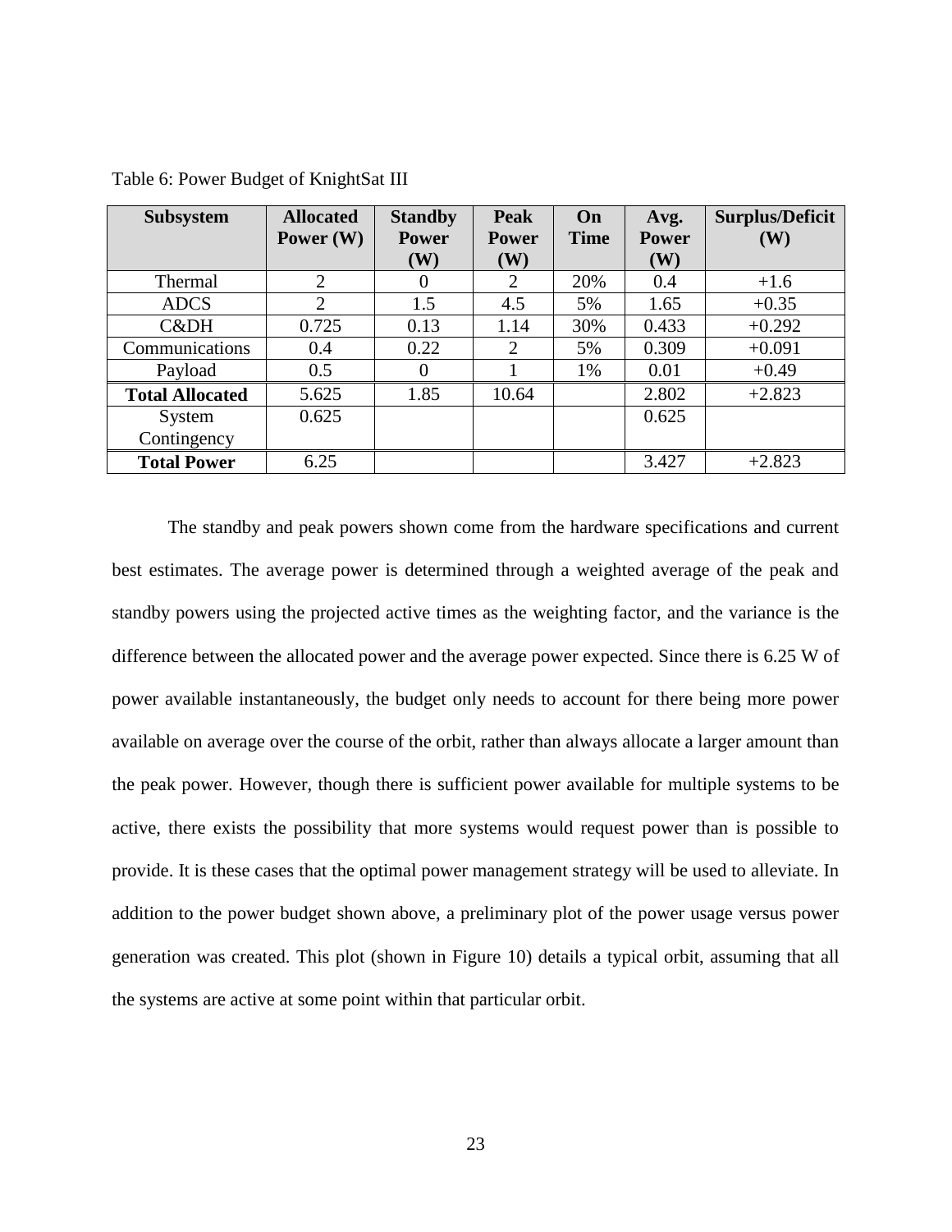Table 6: Power Budget of KnightSat III

| Subsystem | Allocated Power (W) | Standby Power (W) | Peak Power (W) | On Time | Avg. Power (W) | Surplus/Deficit (W) |
|---|---|---|---|---|---|---|
| Thermal | 2 | 0 | 2 | 20% | 0.4 | +1.6 |
| ADCS | 2 | 1.5 | 4.5 | 5% | 1.65 | +0.35 |
| C&DH | 0.725 | 0.13 | 1.14 | 30% | 0.433 | +0.292 |
| Communications | 0.4 | 0.22 | 2 | 5% | 0.309 | +0.091 |
| Payload | 0.5 | 0 | 1 | 1% | 0.01 | +0.49 |
| **Total Allocated** | 5.625 | 1.85 | 10.64 | | 2.802 | +2.823 |
| System Contingency | 0.625 | | | | 0.625 | |
| **Total Power** | 6.25 | | | | 3.427 | +2.823 |

The standby and peak powers shown come from the hardware specifications and current best estimates. The average power is determined through a weighted average of the peak and standby powers using the projected active times as the weighting factor, and the variance is the difference between the allocated power and the average power expected. Since there is 6.25 W of power available instantaneously, the budget only needs to account for there being more power available on average over the course of the orbit, rather than always allocate a larger amount than the peak power. However, though there is sufficient power available for multiple systems to be active, there exists the possibility that more systems would request power than is possible to provide. It is these cases that the optimal power management strategy will be used to alleviate. In addition to the power budget shown above, a preliminary plot of the power usage versus power generation was created. This plot (shown in Figure 10) details a typical orbit, assuming that all the systems are active at some point within that particular orbit.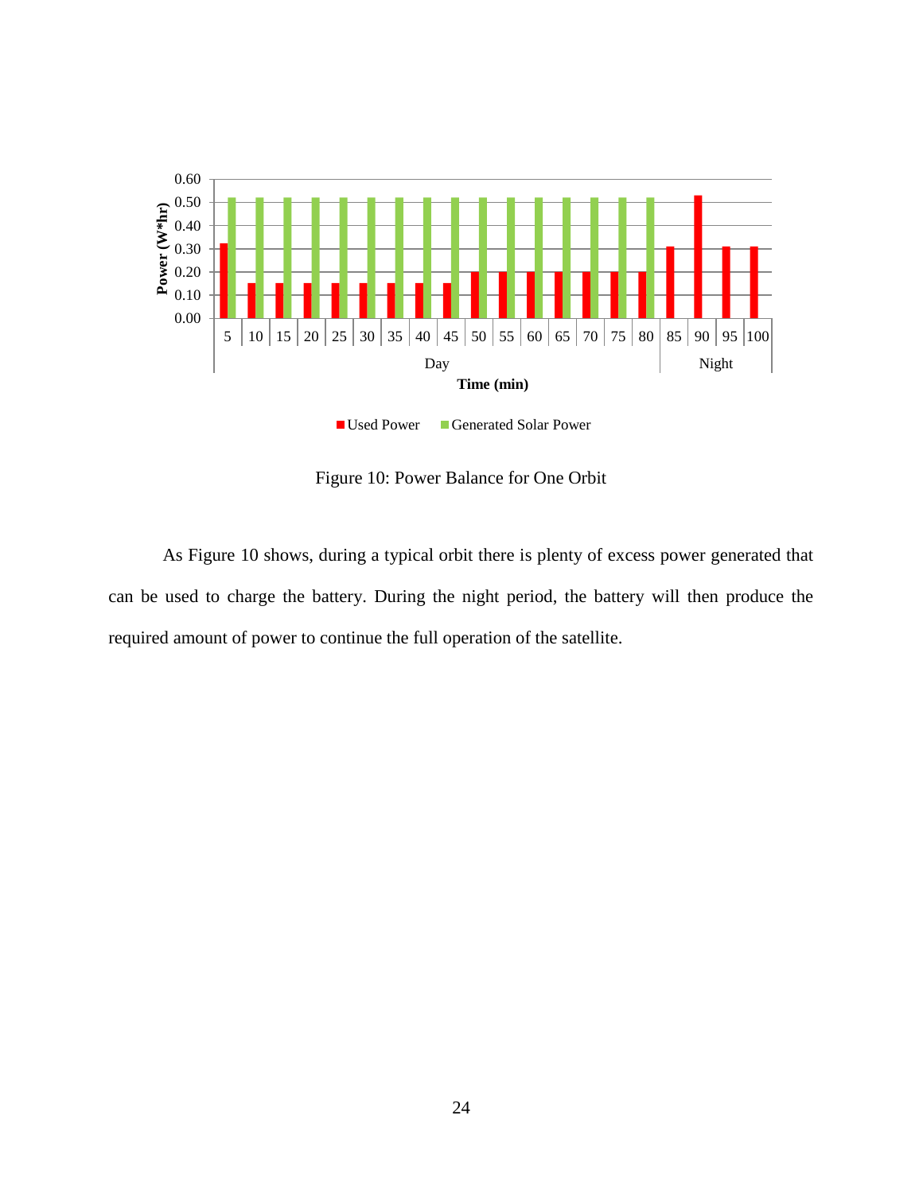Figure 10: Power Balance for One Orbit

As Figure 10 shows, during a typical orbit there is plenty of excess power generated that can be used to charge the battery. During the night period, the battery will then produce the required amount of power to continue the full operation of the satellite.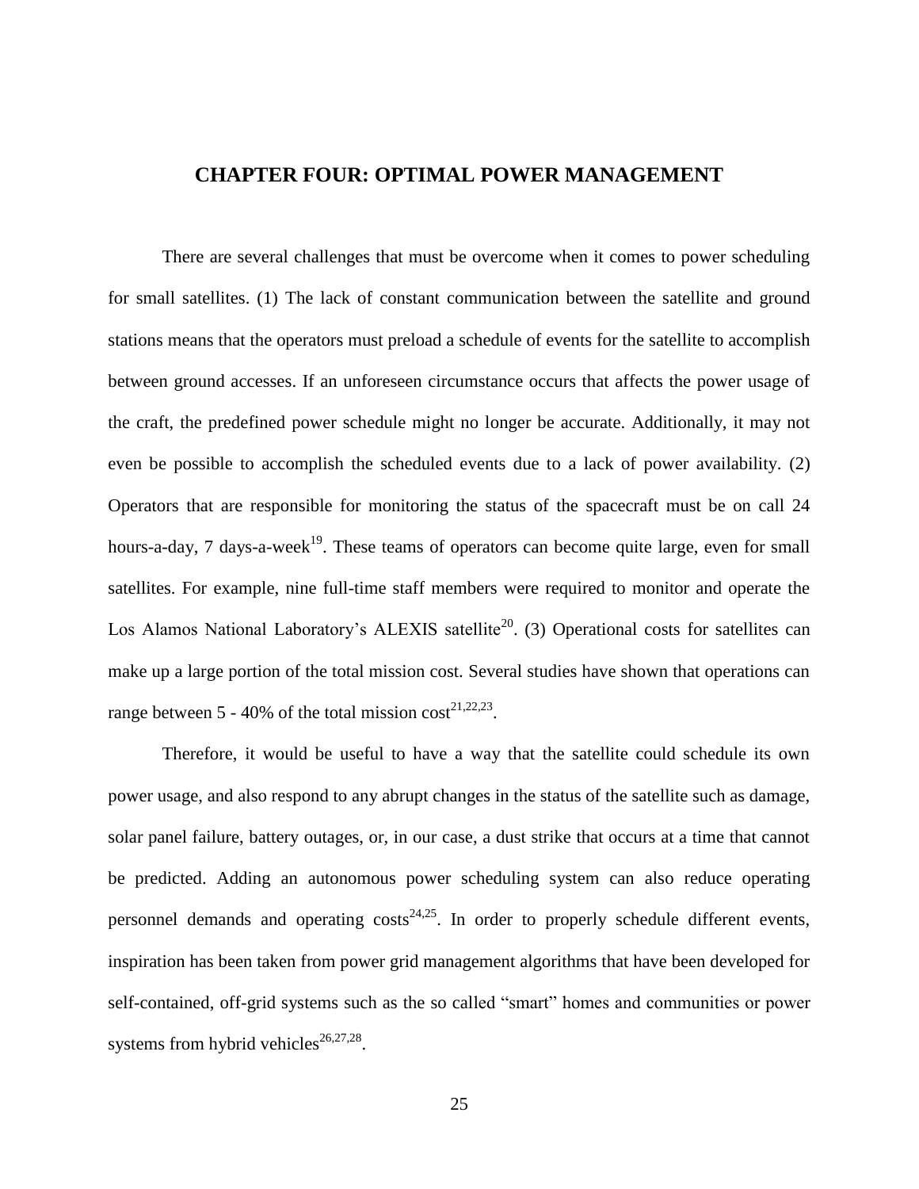# CHAPTER FOUR: OPTIMAL POWER MANAGEMENT

There are several challenges that must be overcome when it comes to power scheduling for small satellites. (1) The lack of constant communication between the satellite and ground stations means that the operators must preload a schedule of events for the satellite to accomplish between ground accesses. If an unforeseen circumstance occurs that affects the power usage of the craft, the predefined power schedule might no longer be accurate. Additionally, it may not even be possible to accomplish the scheduled events due to a lack of power availability. (2) Operators that are responsible for monitoring the status of the spacecraft must be on call 24 hours-a-day, 7 days-a-week[19]. These teams of operators can become quite large, even for small satellites. For example, nine full-time staff members were required to monitor and operate the Los Alamos National Laboratory's ALEXIS satellite[20]. (3) Operational costs for satellites can make up a large portion of the total mission cost. Several studies have shown that operations can range between 5 - 40% of the total mission cost[21,22,23].

Therefore, it would be useful to have a way that the satellite could schedule its own power usage, and also respond to any abrupt changes in the status of the satellite such as damage, solar panel failure, battery outages, or, in our case, a dust strike that occurs at a time that cannot be predicted. Adding an autonomous power scheduling system can also reduce operating personnel demands and operating costs[24,25]. In order to properly schedule different events, inspiration has been taken from power grid management algorithms that have been developed for self-contained, off-grid systems such as the so called "smart" homes and communities or power systems from hybrid vehicles[26,27,28].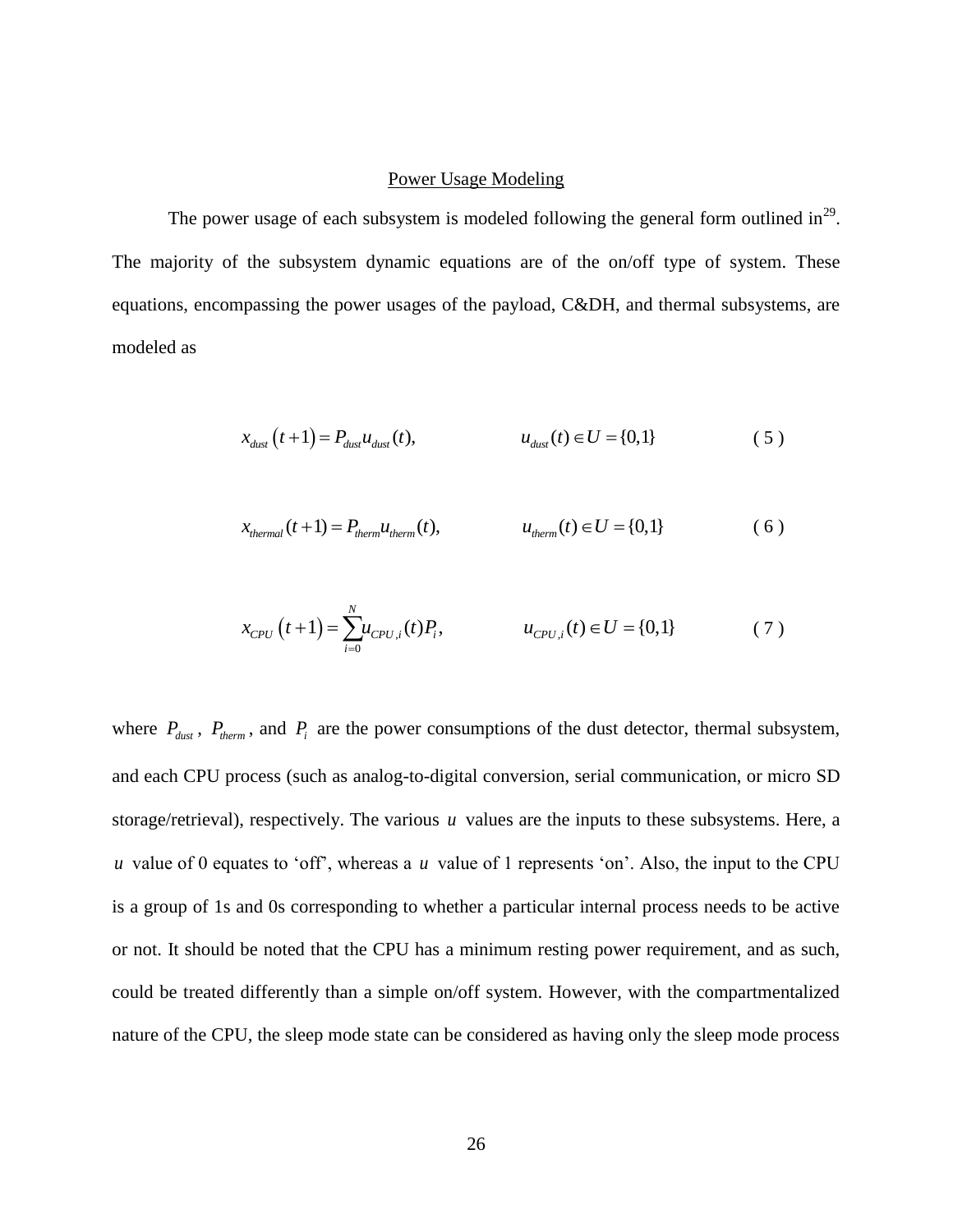## Power Usage Modeling

The power usage of each subsystem is modeled following the general form outlined in[29]. The majority of the subsystem dynamic equations are of the on/off type of system. These equations, encompassing the power usages of the payload, C&DH, and thermal subsystems, are modeled as

$$x_{dust}\left(t+1\right) = P_{dust}u_{dust}(t), \qquad u_{dust}(t) \in U = \{0,1\} \tag{5}$$

$$x_{thermal}(t+1) = P_{therm}u_{therm}(t), \qquad u_{therm}(t) \in U = \{0,1\} \tag{6}$$

$$x_{CPU}\left(t+1\right) = \sum_{i=0}^{N} u_{CPU,i}(t)P_i, \qquad u_{CPU,i}(t) \in U = \{0,1\} \tag{7}$$

where $P_{dust}$, $P_{therm}$, and $P_i$ are the power consumptions of the dust detector, thermal subsystem, and each CPU process (such as analog-to-digital conversion, serial communication, or micro SD storage/retrieval), respectively. The various $u$ values are the inputs to these subsystems. Here, a $u$ value of 0 equates to 'off', whereas a $u$ value of 1 represents 'on'. Also, the input to the CPU is a group of 1s and 0s corresponding to whether a particular internal process needs to be active or not. It should be noted that the CPU has a minimum resting power requirement, and as such, could be treated differently than a simple on/off system. However, with the compartmentalized nature of the CPU, the sleep mode state can be considered as having only the sleep mode process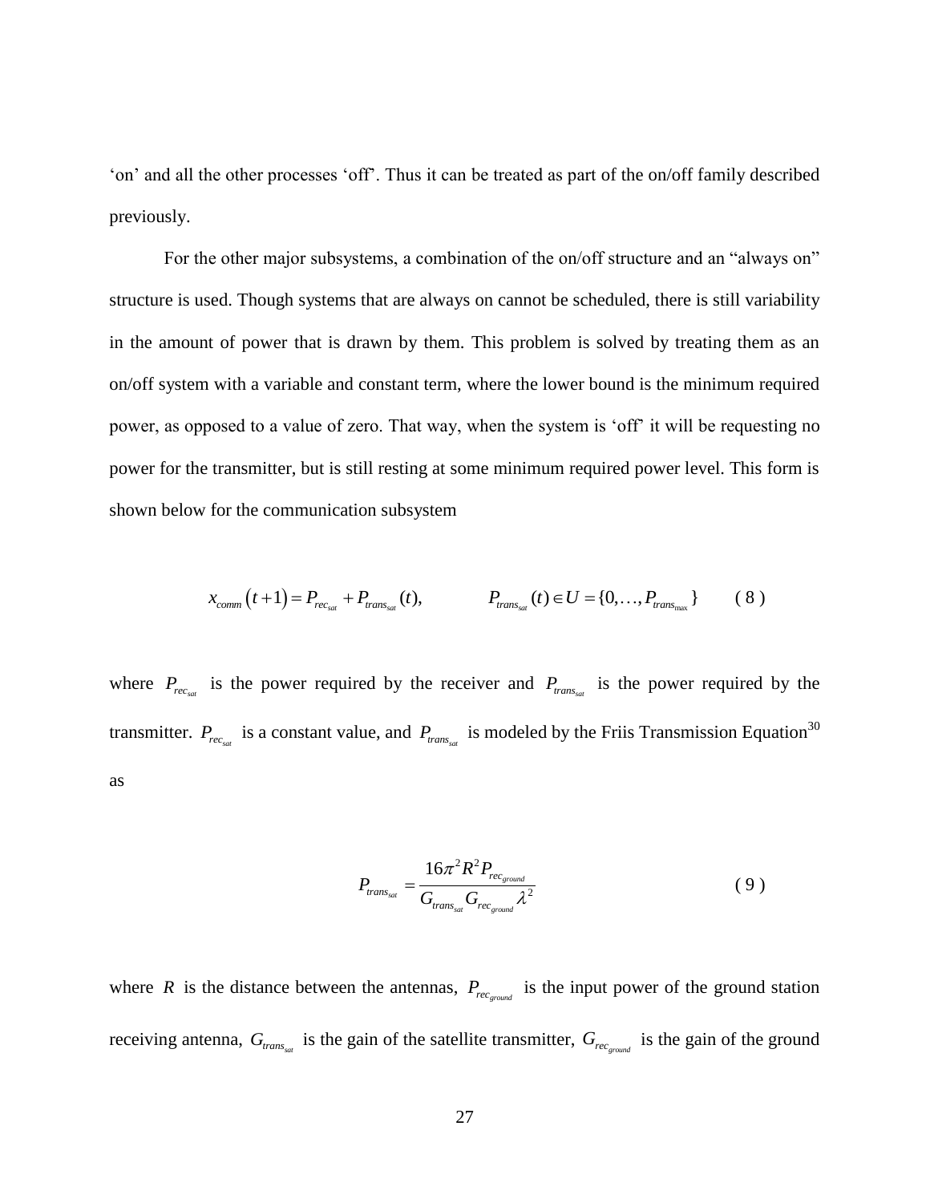'on' and all the other processes 'off'. Thus it can be treated as part of the on/off family described previously.

For the other major subsystems, a combination of the on/off structure and an "always on" structure is used. Though systems that are always on cannot be scheduled, there is still variability in the amount of power that is drawn by them. This problem is solved by treating them as an on/off system with a variable and constant term, where the lower bound is the minimum required power, as opposed to a value of zero. That way, when the system is 'off' it will be requesting no power for the transmitter, but is still resting at some minimum required power level. This form is shown below for the communication subsystem

$$x_{comm}\left(t+1\right) = P_{rec_{sat}} + P_{trans_{sat}}(t), \qquad P_{trans_{sat}}(t) \in U = \{0, \ldots, P_{trans_{\max}}\} \qquad (8)$$

where $P_{rec_{sat}}$ is the power required by the receiver and $P_{trans_{sat}}$ is the power required by the transmitter. $P_{rec_{sat}}$ is a constant value, and $P_{trans_{sat}}$ is modeled by the Friis Transmission Equation[30] as

$$P_{trans_{sat}} = \frac{16\pi^2 R^2 P_{rec_{ground}}}{G_{trans_{sat}} G_{rec_{ground}} \lambda^2} \qquad (9)$$

where $R$ is the distance between the antennas, $P_{rec_{ground}}$ is the input power of the ground station receiving antenna, $G_{trans_{sat}}$ is the gain of the satellite transmitter, $G_{rec_{ground}}$ is the gain of the ground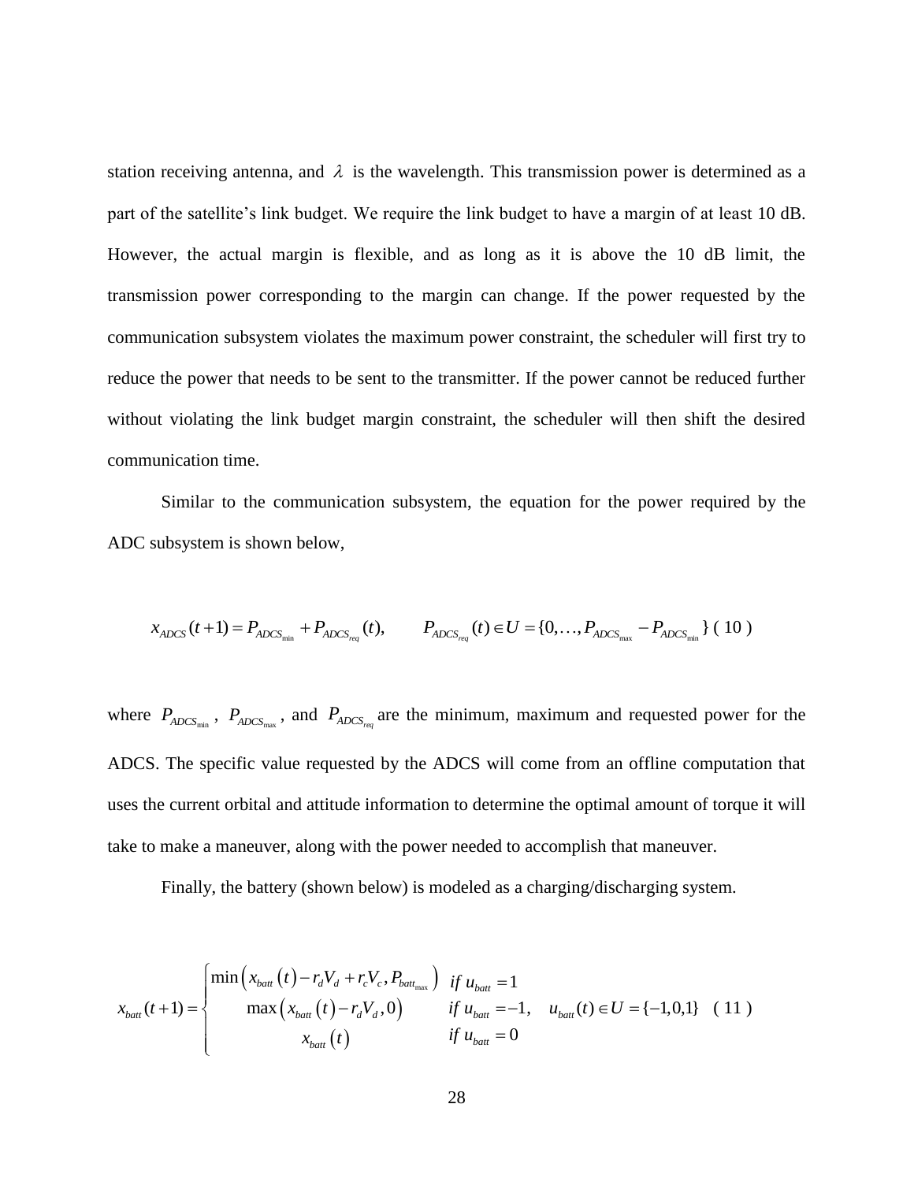station receiving antenna, and $\lambda$ is the wavelength. This transmission power is determined as a part of the satellite's link budget. We require the link budget to have a margin of at least 10 dB. However, the actual margin is flexible, and as long as it is above the 10 dB limit, the transmission power corresponding to the margin can change. If the power requested by the communication subsystem violates the maximum power constraint, the scheduler will first try to reduce the power that needs to be sent to the transmitter. If the power cannot be reduced further without violating the link budget margin constraint, the scheduler will then shift the desired communication time.

Similar to the communication subsystem, the equation for the power required by the ADC subsystem is shown below,

$$x_{ADCS}(t+1) = P_{ADCS_{\min}} + P_{ADCS_{req}}(t), \qquad P_{ADCS_{req}}(t) \in U = \{0, \ldots, P_{ADCS_{\max}} - P_{ADCS_{\min}}\} \quad (10)$$

where $P_{ADCS_{\min}}$, $P_{ADCS_{\max}}$, and $P_{ADCS_{req}}$ are the minimum, maximum and requested power for the ADCS. The specific value requested by the ADCS will come from an offline computation that uses the current orbital and attitude information to determine the optimal amount of torque it will take to make a maneuver, along with the power needed to accomplish that maneuver.

Finally, the battery (shown below) is modeled as a charging/discharging system.

$$x_{batt}(t+1) = \begin{cases} \min\left(x_{batt}(t) - r_d V_d + r_c V_c, P_{batt_{\max}}\right) & if\ u_{batt} = 1 \\ \max\left(x_{batt}(t) - r_d V_d, 0\right) & if\ u_{batt} = -1, \quad u_{batt}(t) \in U = \{-1, 0, 1\} \\ x_{batt}(t) & if\ u_{batt} = 0 \end{cases} \quad (11)$$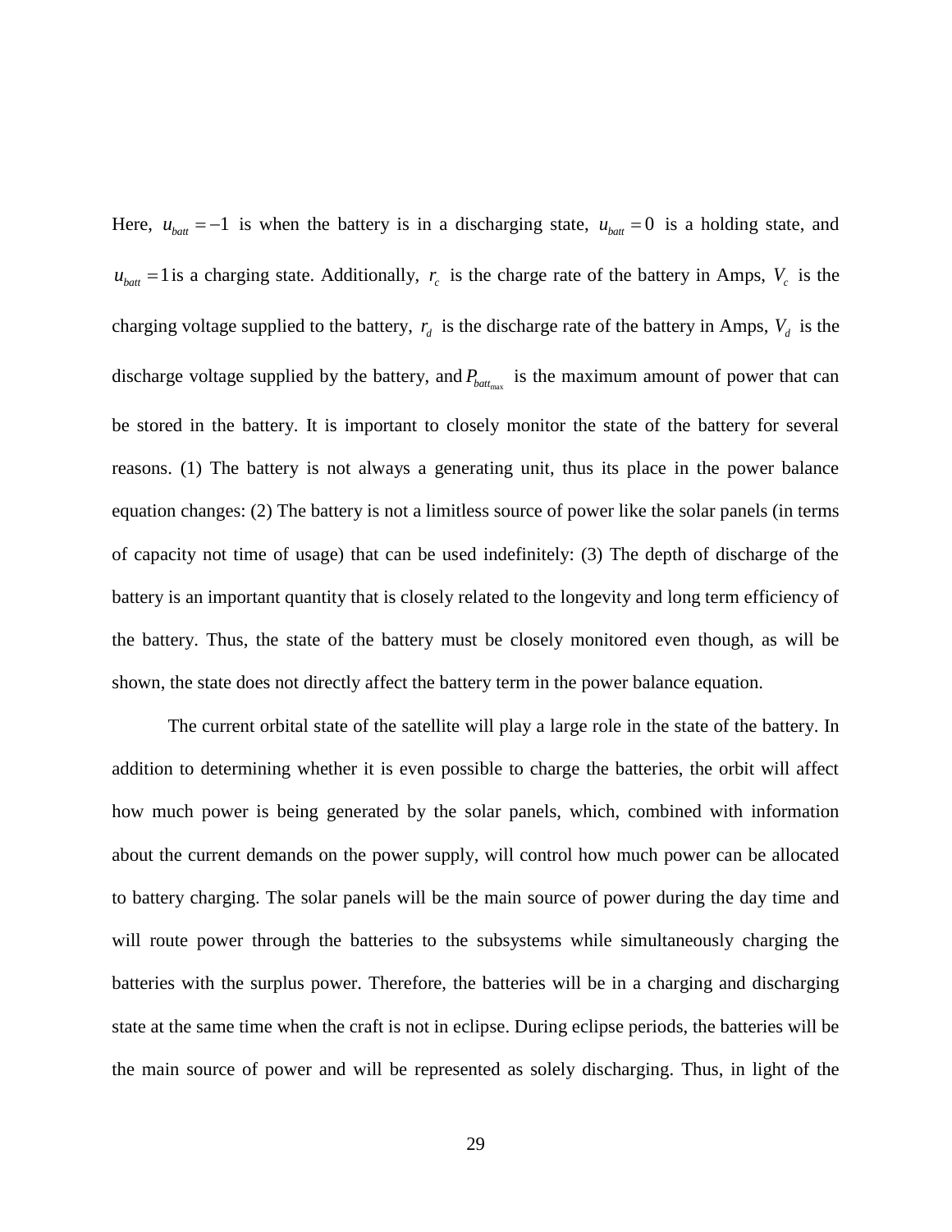Here, $u_{batt} = -1$ is when the battery is in a discharging state, $u_{batt} = 0$ is a holding state, and $u_{batt} = 1$ is a charging state. Additionally, $r_c$ is the charge rate of the battery in Amps, $V_c$ is the charging voltage supplied to the battery, $r_d$ is the discharge rate of the battery in Amps, $V_d$ is the discharge voltage supplied by the battery, and $P_{batt_{max}}$ is the maximum amount of power that can be stored in the battery. It is important to closely monitor the state of the battery for several reasons. (1) The battery is not always a generating unit, thus its place in the power balance equation changes: (2) The battery is not a limitless source of power like the solar panels (in terms of capacity not time of usage) that can be used indefinitely: (3) The depth of discharge of the battery is an important quantity that is closely related to the longevity and long term efficiency of the battery. Thus, the state of the battery must be closely monitored even though, as will be shown, the state does not directly affect the battery term in the power balance equation.

The current orbital state of the satellite will play a large role in the state of the battery. In addition to determining whether it is even possible to charge the batteries, the orbit will affect how much power is being generated by the solar panels, which, combined with information about the current demands on the power supply, will control how much power can be allocated to battery charging. The solar panels will be the main source of power during the day time and will route power through the batteries to the subsystems while simultaneously charging the batteries with the surplus power. Therefore, the batteries will be in a charging and discharging state at the same time when the craft is not in eclipse. During eclipse periods, the batteries will be the main source of power and will be represented as solely discharging. Thus, in light of the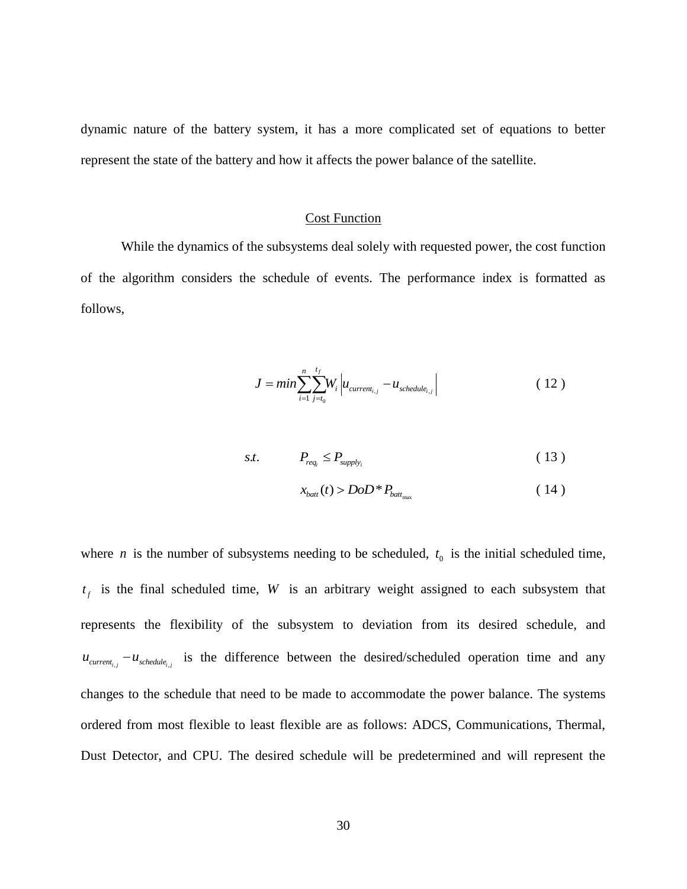dynamic nature of the battery system, it has a more complicated set of equations to better represent the state of the battery and how it affects the power balance of the satellite.

## Cost Function

While the dynamics of the subsystems deal solely with requested power, the cost function of the algorithm considers the schedule of events. The performance index is formatted as follows,

$$J = min\sum_{i=1}^{n}\sum_{j=t_0}^{t_f} W_i \left| u_{current_{i,j}} - u_{schedule_{i,j}} \right| \tag{12}$$

$$s.t. \qquad P_{req_i} \leq P_{supply_i} \tag{13}$$

$$x_{batt}(t) > DoD * P_{batt_{\max}} \tag{14}$$

where $n$ is the number of subsystems needing to be scheduled, $t_0$ is the initial scheduled time, $t_f$ is the final scheduled time, $W$ is an arbitrary weight assigned to each subsystem that represents the flexibility of the subsystem to deviation from its desired schedule, and $u_{current_{i,j}} - u_{schedule_{i,j}}$ is the difference between the desired/scheduled operation time and any changes to the schedule that need to be made to accommodate the power balance. The systems ordered from most flexible to least flexible are as follows: ADCS, Communications, Thermal, Dust Detector, and CPU. The desired schedule will be predetermined and will represent the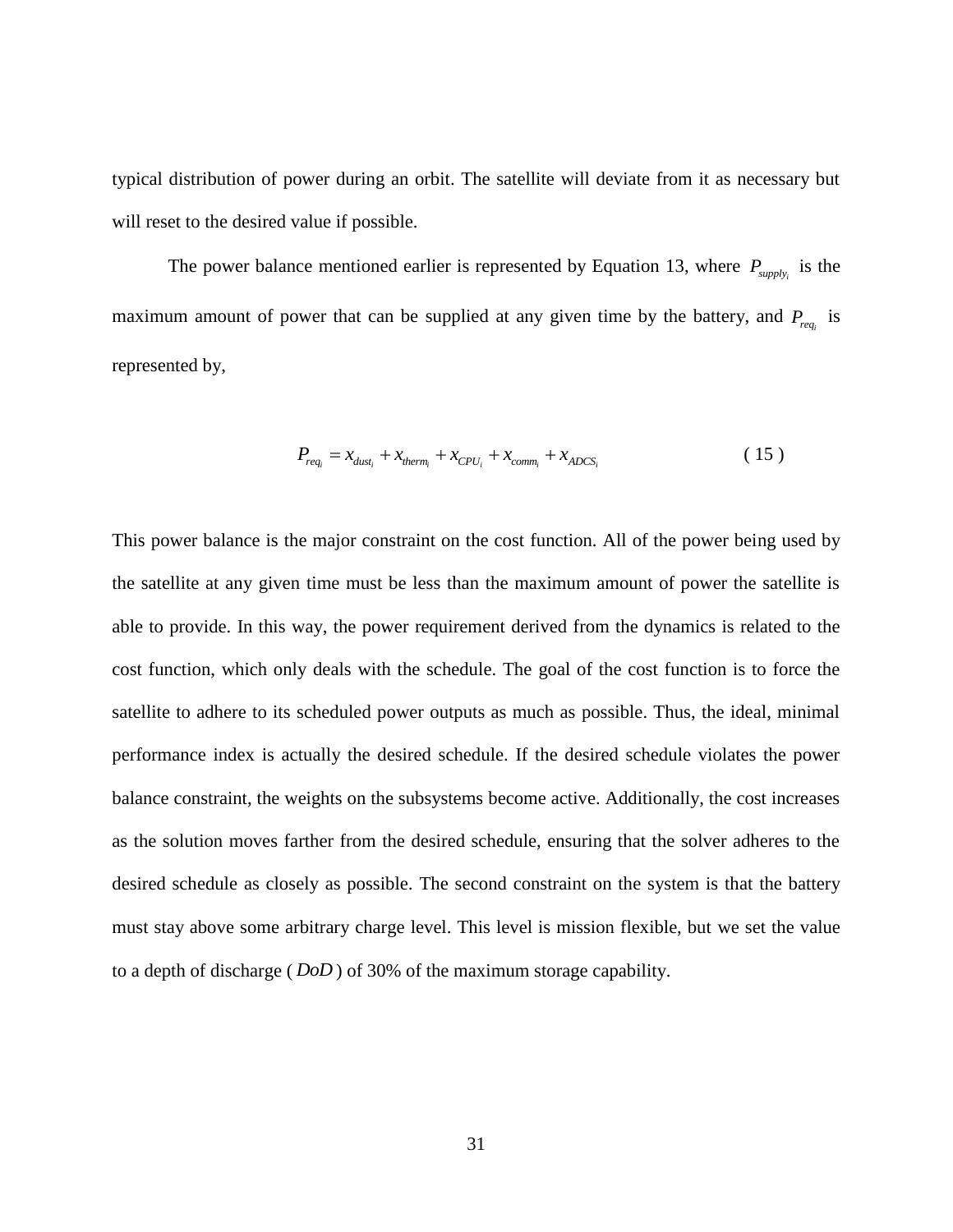typical distribution of power during an orbit. The satellite will deviate from it as necessary but will reset to the desired value if possible.

The power balance mentioned earlier is represented by Equation 13, where $P_{supply_i}$ is the maximum amount of power that can be supplied at any given time by the battery, and $P_{req_i}$ is represented by,

$$P_{req_i} = x_{dust_i} + x_{therm_i} + x_{CPU_i} + x_{comm_i} + x_{ADCS_i} \tag{15}$$

This power balance is the major constraint on the cost function. All of the power being used by the satellite at any given time must be less than the maximum amount of power the satellite is able to provide. In this way, the power requirement derived from the dynamics is related to the cost function, which only deals with the schedule. The goal of the cost function is to force the satellite to adhere to its scheduled power outputs as much as possible. Thus, the ideal, minimal performance index is actually the desired schedule. If the desired schedule violates the power balance constraint, the weights on the subsystems become active. Additionally, the cost increases as the solution moves farther from the desired schedule, ensuring that the solver adheres to the desired schedule as closely as possible. The second constraint on the system is that the battery must stay above some arbitrary charge level. This level is mission flexible, but we set the value to a depth of discharge ($DoD$) of 30% of the maximum storage capability.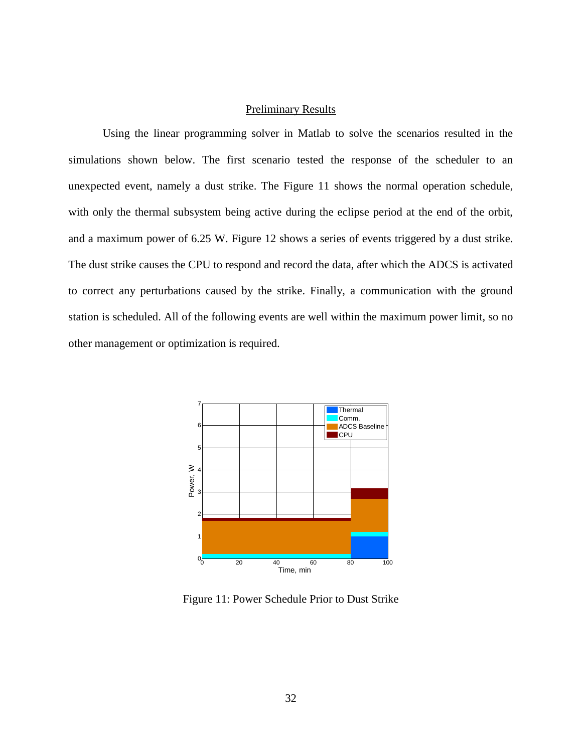## Preliminary Results

Using the linear programming solver in Matlab to solve the scenarios resulted in the simulations shown below. The first scenario tested the response of the scheduler to an unexpected event, namely a dust strike. The Figure 11 shows the normal operation schedule, with only the thermal subsystem being active during the eclipse period at the end of the orbit, and a maximum power of 6.25 W. Figure 12 shows a series of events triggered by a dust strike. The dust strike causes the CPU to respond and record the data, after which the ADCS is activated to correct any perturbations caused by the strike. Finally, a communication with the ground station is scheduled. All of the following events are well within the maximum power limit, so no other management or optimization is required.

Figure 11: Power Schedule Prior to Dust Strike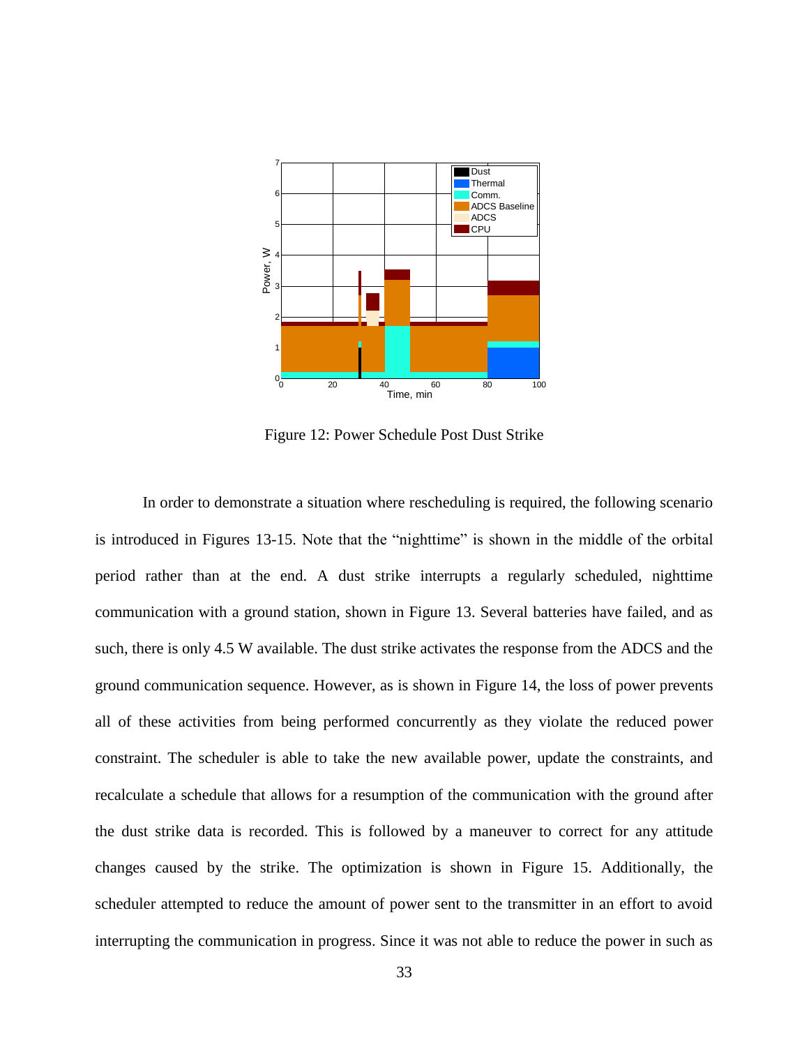Figure 12: Power Schedule Post Dust Strike

In order to demonstrate a situation where rescheduling is required, the following scenario is introduced in Figures 13-15. Note that the "nighttime" is shown in the middle of the orbital period rather than at the end. A dust strike interrupts a regularly scheduled, nighttime communication with a ground station, shown in Figure 13. Several batteries have failed, and as such, there is only 4.5 W available. The dust strike activates the response from the ADCS and the ground communication sequence. However, as is shown in Figure 14, the loss of power prevents all of these activities from being performed concurrently as they violate the reduced power constraint. The scheduler is able to take the new available power, update the constraints, and recalculate a schedule that allows for a resumption of the communication with the ground after the dust strike data is recorded. This is followed by a maneuver to correct for any attitude changes caused by the strike. The optimization is shown in Figure 15. Additionally, the scheduler attempted to reduce the amount of power sent to the transmitter in an effort to avoid interrupting the communication in progress. Since it was not able to reduce the power in such as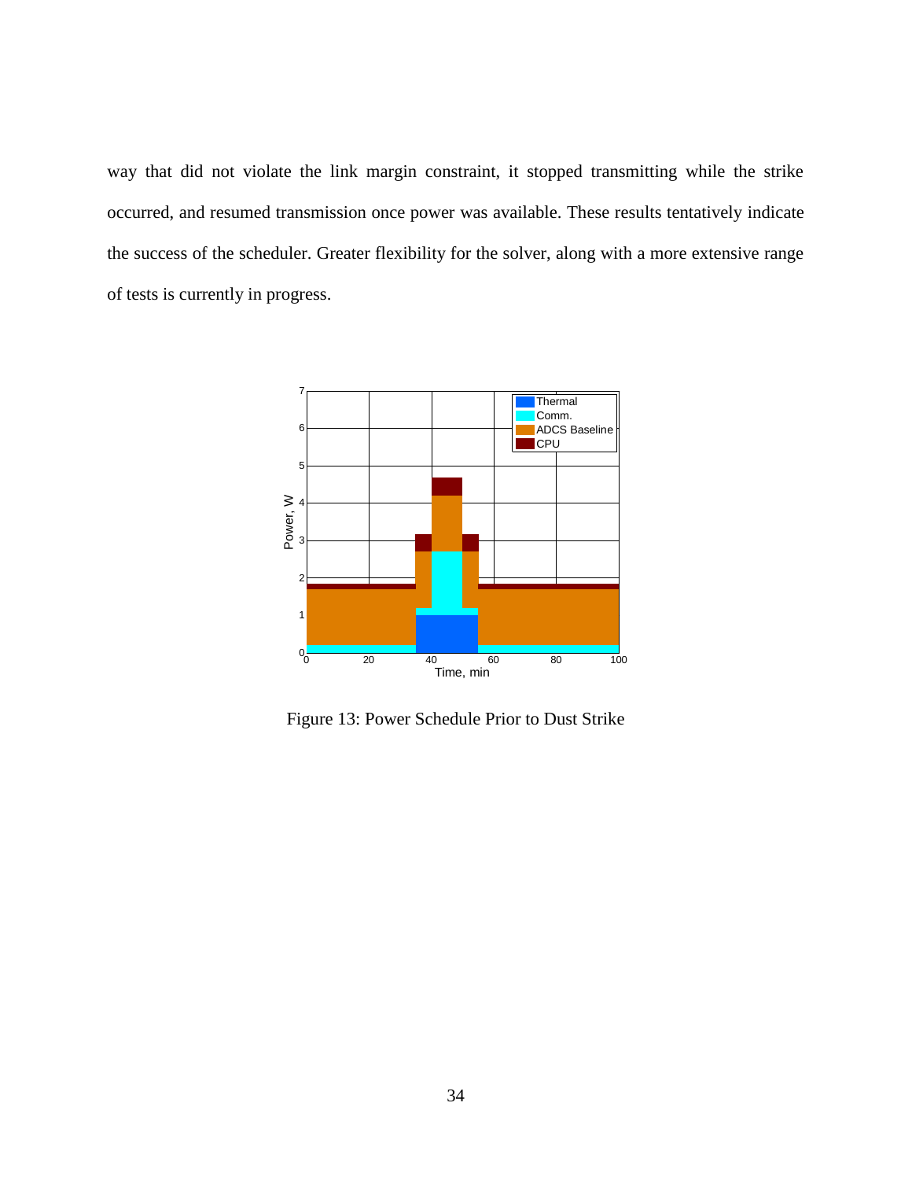way that did not violate the link margin constraint, it stopped transmitting while the strike occurred, and resumed transmission once power was available. These results tentatively indicate the success of the scheduler. Greater flexibility for the solver, along with a more extensive range of tests is currently in progress.

Figure 13: Power Schedule Prior to Dust Strike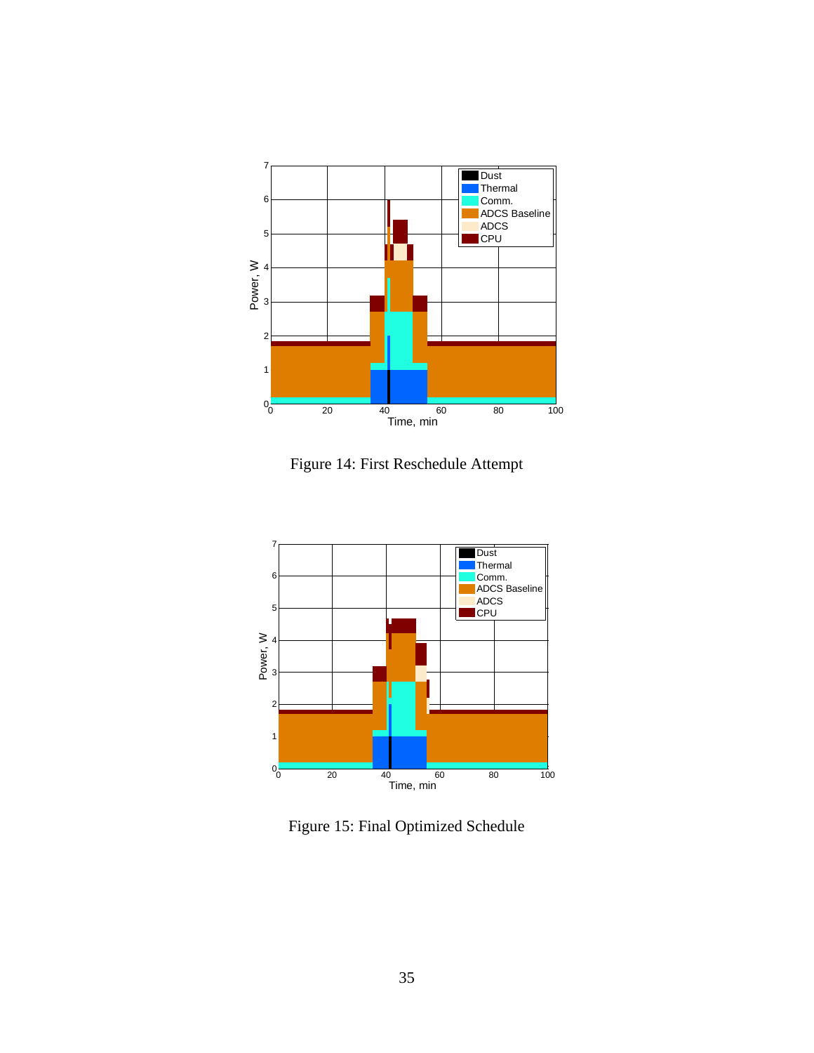Figure 14: First Reschedule Attempt

Figure 15: Final Optimized Schedule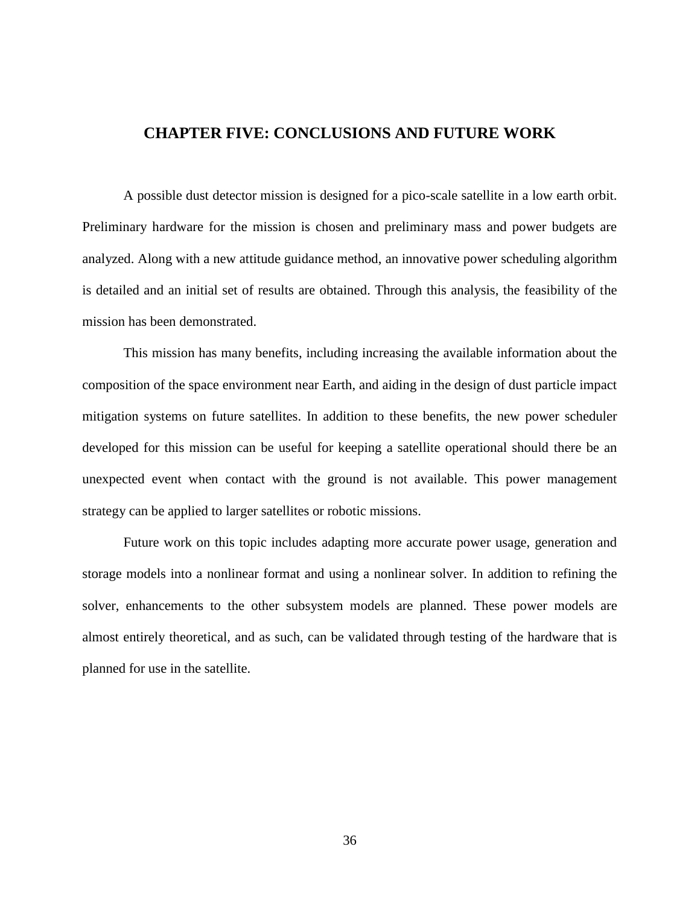# CHAPTER FIVE: CONCLUSIONS AND FUTURE WORK

A possible dust detector mission is designed for a pico-scale satellite in a low earth orbit. Preliminary hardware for the mission is chosen and preliminary mass and power budgets are analyzed. Along with a new attitude guidance method, an innovative power scheduling algorithm is detailed and an initial set of results are obtained. Through this analysis, the feasibility of the mission has been demonstrated.

This mission has many benefits, including increasing the available information about the composition of the space environment near Earth, and aiding in the design of dust particle impact mitigation systems on future satellites. In addition to these benefits, the new power scheduler developed for this mission can be useful for keeping a satellite operational should there be an unexpected event when contact with the ground is not available. This power management strategy can be applied to larger satellites or robotic missions.

Future work on this topic includes adapting more accurate power usage, generation and storage models into a nonlinear format and using a nonlinear solver. In addition to refining the solver, enhancements to the other subsystem models are planned. These power models are almost entirely theoretical, and as such, can be validated through testing of the hardware that is planned for use in the satellite.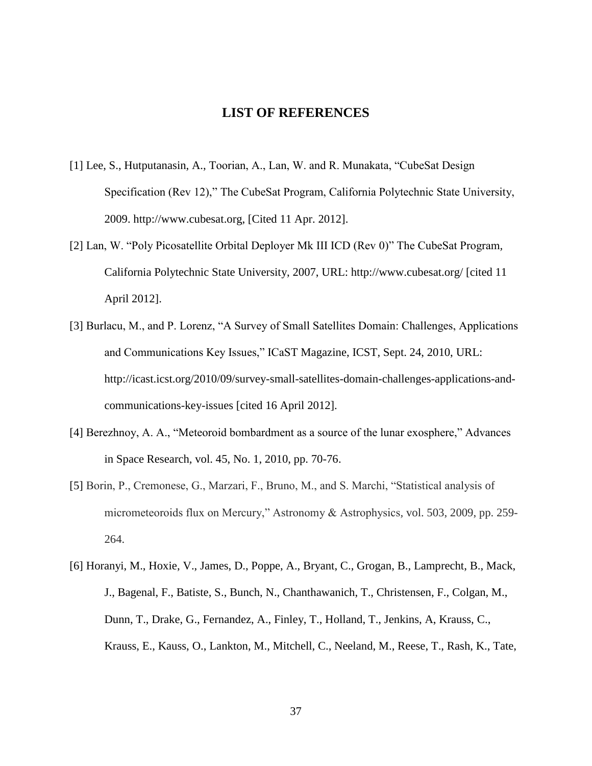# LIST OF REFERENCES

[1] Lee, S., Hutputanasin, A., Toorian, A., Lan, W. and R. Munakata, "CubeSat Design Specification (Rev 12)," The CubeSat Program, California Polytechnic State University, 2009. http://www.cubesat.org, [Cited 11 Apr. 2012].

[2] Lan, W. "Poly Picosatellite Orbital Deployer Mk III ICD (Rev 0)" The CubeSat Program, California Polytechnic State University, 2007, URL: http://www.cubesat.org/ [cited 11 April 2012].

[3] Burlacu, M., and P. Lorenz, "A Survey of Small Satellites Domain: Challenges, Applications and Communications Key Issues," ICaST Magazine, ICST, Sept. 24, 2010, URL: http://icast.icst.org/2010/09/survey-small-satellites-domain-challenges-applications-and-communications-key-issues [cited 16 April 2012].

[4] Berezhnoy, A. A., "Meteoroid bombardment as a source of the lunar exosphere," Advances in Space Research, vol. 45, No. 1, 2010, pp. 70-76.

[5] Borin, P., Cremonese, G., Marzari, F., Bruno, M., and S. Marchi, "Statistical analysis of micrometeoroids flux on Mercury," Astronomy & Astrophysics, vol. 503, 2009, pp. 259-264.

[6] Horanyi, M., Hoxie, V., James, D., Poppe, A., Bryant, C., Grogan, B., Lamprecht, B., Mack, J., Bagenal, F., Batiste, S., Bunch, N., Chanthawanich, T., Christensen, F., Colgan, M., Dunn, T., Drake, G., Fernandez, A., Finley, T., Holland, T., Jenkins, A, Krauss, C., Krauss, E., Kauss, O., Lankton, M., Mitchell, C., Neeland, M., Reese, T., Rash, K., Tate,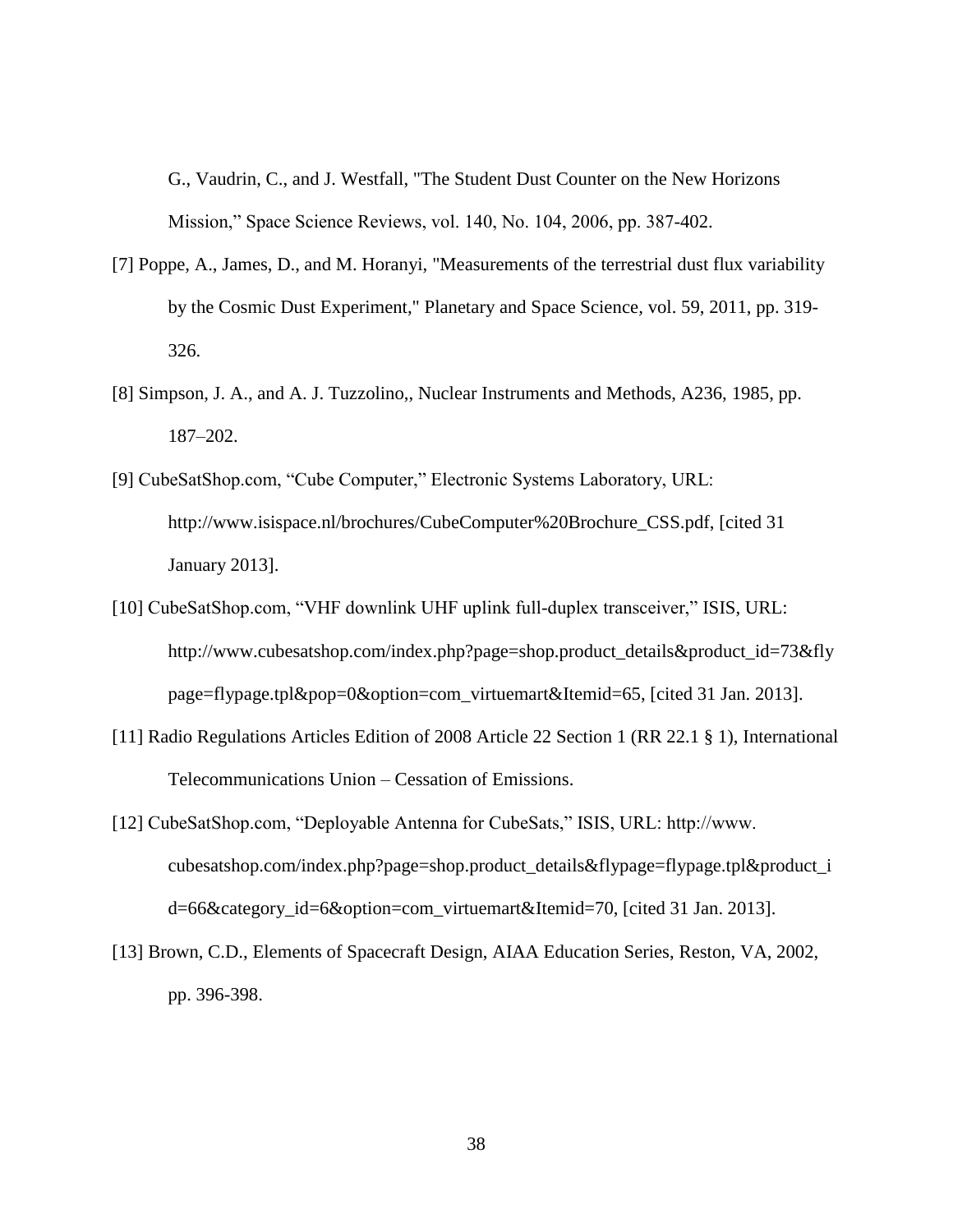G., Vaudrin, C., and J. Westfall, "The Student Dust Counter on the New Horizons Mission," Space Science Reviews, vol. 140, No. 104, 2006, pp. 387-402.

[7] Poppe, A., James, D., and M. Horanyi, "Measurements of the terrestrial dust flux variability by the Cosmic Dust Experiment," Planetary and Space Science, vol. 59, 2011, pp. 319-326.

[8] Simpson, J. A., and A. J. Tuzzolino,, Nuclear Instruments and Methods, A236, 1985, pp. 187–202.

[9] CubeSatShop.com, "Cube Computer," Electronic Systems Laboratory, URL: http://www.isispace.nl/brochures/CubeComputer%20Brochure_CSS.pdf, [cited 31 January 2013].

[10] CubeSatShop.com, "VHF downlink UHF uplink full-duplex transceiver," ISIS, URL: http://www.cubesatshop.com/index.php?page=shop.product_details&product_id=73&flypage=flypage.tpl&pop=0&option=com_virtuemart&Itemid=65, [cited 31 Jan. 2013].

[11] Radio Regulations Articles Edition of 2008 Article 22 Section 1 (RR 22.1 § 1), International Telecommunications Union – Cessation of Emissions.

[12] CubeSatShop.com, "Deployable Antenna for CubeSats," ISIS, URL: http://www.cubesatshop.com/index.php?page=shop.product_details&flypage=flypage.tpl&product_id=66&category_id=6&option=com_virtuemart&Itemid=70, [cited 31 Jan. 2013].

[13] Brown, C.D., Elements of Spacecraft Design, AIAA Education Series, Reston, VA, 2002, pp. 396-398.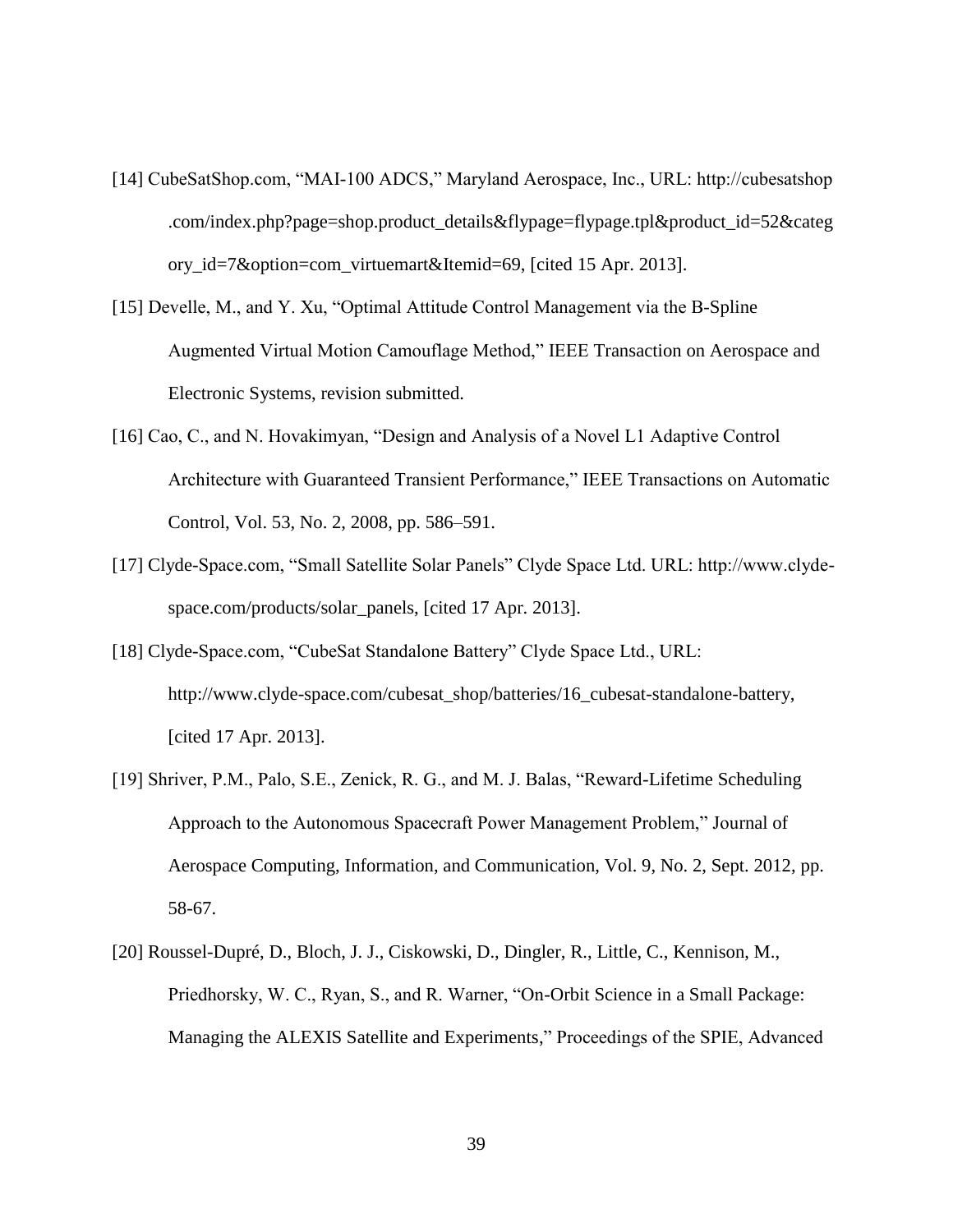[14] CubeSatShop.com, "MAI-100 ADCS," Maryland Aerospace, Inc., URL: http://cubesatshop.com/index.php?page=shop.product_details&flypage=flypage.tpl&product_id=52&category_id=7&option=com_virtuemart&Itemid=69, [cited 15 Apr. 2013].

[15] Develle, M., and Y. Xu, "Optimal Attitude Control Management via the B-Spline Augmented Virtual Motion Camouflage Method," IEEE Transaction on Aerospace and Electronic Systems, revision submitted.

[16] Cao, C., and N. Hovakimyan, "Design and Analysis of a Novel L1 Adaptive Control Architecture with Guaranteed Transient Performance," IEEE Transactions on Automatic Control, Vol. 53, No. 2, 2008, pp. 586–591.

[17] Clyde-Space.com, "Small Satellite Solar Panels" Clyde Space Ltd. URL: http://www.clyde-space.com/products/solar_panels, [cited 17 Apr. 2013].

[18] Clyde-Space.com, "CubeSat Standalone Battery" Clyde Space Ltd., URL: http://www.clyde-space.com/cubesat_shop/batteries/16_cubesat-standalone-battery, [cited 17 Apr. 2013].

[19] Shriver, P.M., Palo, S.E., Zenick, R. G., and M. J. Balas, "Reward-Lifetime Scheduling Approach to the Autonomous Spacecraft Power Management Problem," Journal of Aerospace Computing, Information, and Communication, Vol. 9, No. 2, Sept. 2012, pp. 58-67.

[20] Roussel-Dupré, D., Bloch, J. J., Ciskowski, D., Dingler, R., Little, C., Kennison, M., Priedhorsky, W. C., Ryan, S., and R. Warner, "On-Orbit Science in a Small Package: Managing the ALEXIS Satellite and Experiments," Proceedings of the SPIE, Advanced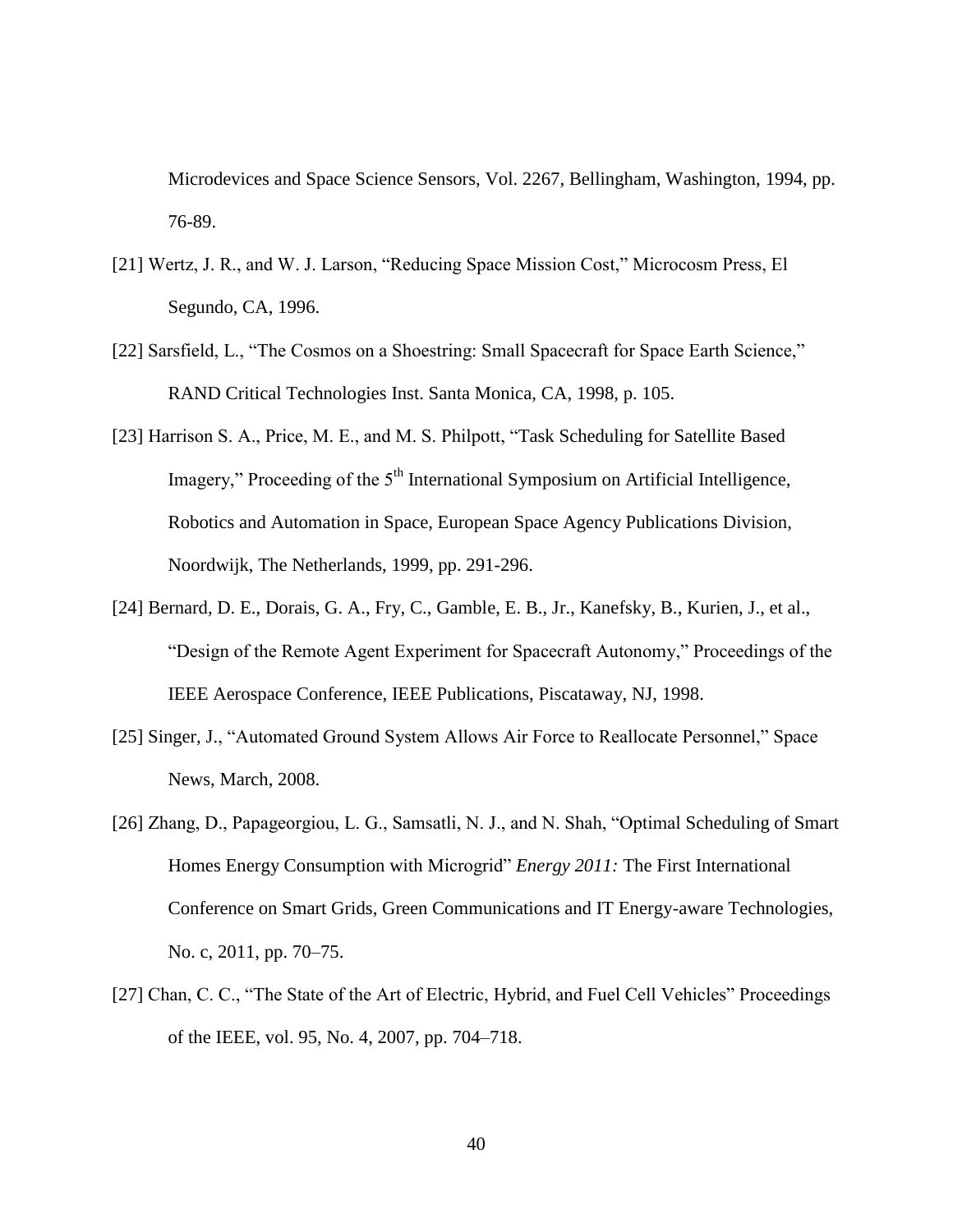Microdevices and Space Science Sensors, Vol. 2267, Bellingham, Washington, 1994, pp. 76-89.

[21] Wertz, J. R., and W. J. Larson, "Reducing Space Mission Cost," Microcosm Press, El Segundo, CA, 1996.

[22] Sarsfield, L., "The Cosmos on a Shoestring: Small Spacecraft for Space Earth Science," RAND Critical Technologies Inst. Santa Monica, CA, 1998, p. 105.

[23] Harrison S. A., Price, M. E., and M. S. Philpott, "Task Scheduling for Satellite Based Imagery," Proceeding of the 5th International Symposium on Artificial Intelligence, Robotics and Automation in Space, European Space Agency Publications Division, Noordwijk, The Netherlands, 1999, pp. 291-296.

[24] Bernard, D. E., Dorais, G. A., Fry, C., Gamble, E. B., Jr., Kanefsky, B., Kurien, J., et al., "Design of the Remote Agent Experiment for Spacecraft Autonomy," Proceedings of the IEEE Aerospace Conference, IEEE Publications, Piscataway, NJ, 1998.

[25] Singer, J., "Automated Ground System Allows Air Force to Reallocate Personnel," Space News, March, 2008.

[26] Zhang, D., Papageorgiou, L. G., Samsatli, N. J., and N. Shah, "Optimal Scheduling of Smart Homes Energy Consumption with Microgrid" *Energy 2011:* The First International Conference on Smart Grids, Green Communications and IT Energy-aware Technologies, No. c, 2011, pp. 70–75.

[27] Chan, C. C., "The State of the Art of Electric, Hybrid, and Fuel Cell Vehicles" Proceedings of the IEEE, vol. 95, No. 4, 2007, pp. 704–718.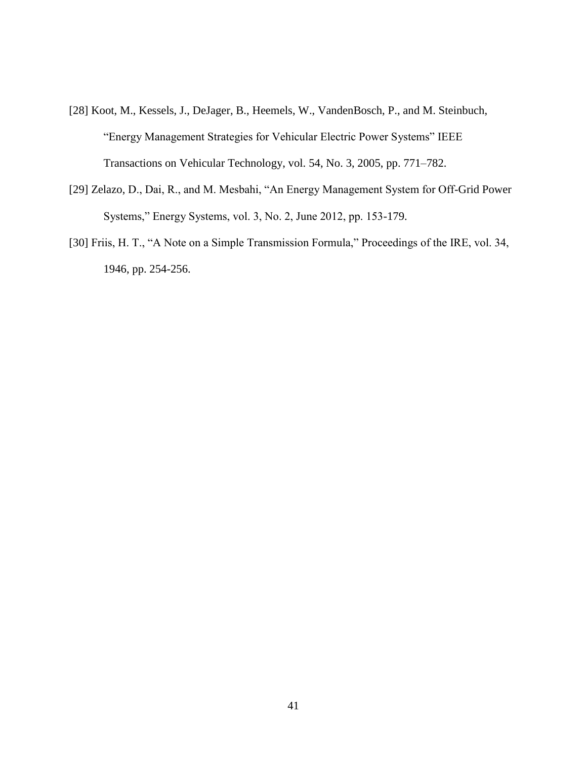[28] Koot, M., Kessels, J., DeJager, B., Heemels, W., VandenBosch, P., and M. Steinbuch, "Energy Management Strategies for Vehicular Electric Power Systems" IEEE Transactions on Vehicular Technology, vol. 54, No. 3, 2005, pp. 771–782.

[29] Zelazo, D., Dai, R., and M. Mesbahi, "An Energy Management System for Off-Grid Power Systems," Energy Systems, vol. 3, No. 2, June 2012, pp. 153-179.

[30] Friis, H. T., "A Note on a Simple Transmission Formula," Proceedings of the IRE, vol. 34, 1946, pp. 254-256.